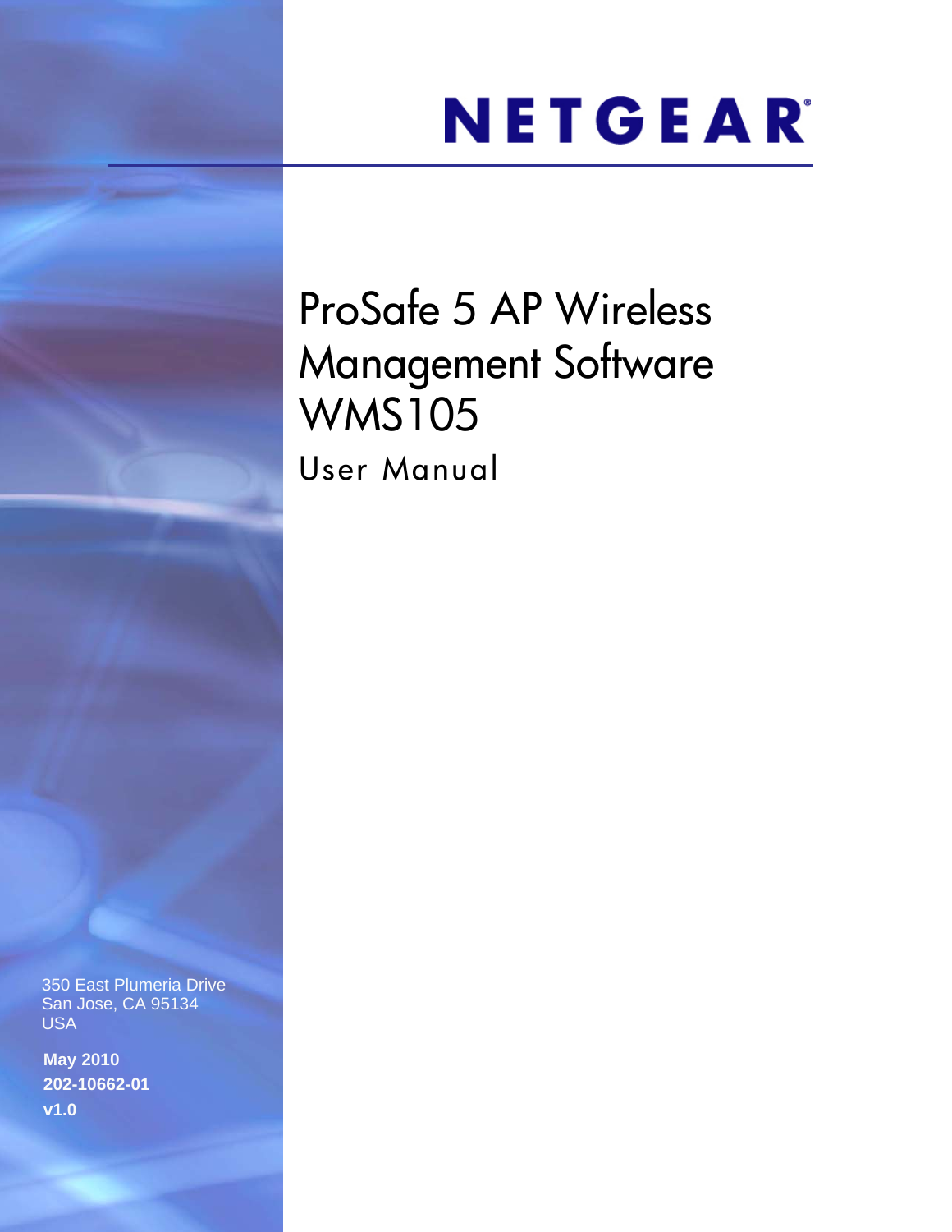NETGEAR

# ProSafe 5 AP Wireless Management Software WMS105

## User Manual

350 East Plumeria Drive
San Jose, CA 95134
USA

**May 2010**
**202-10662-01**
**v1.0**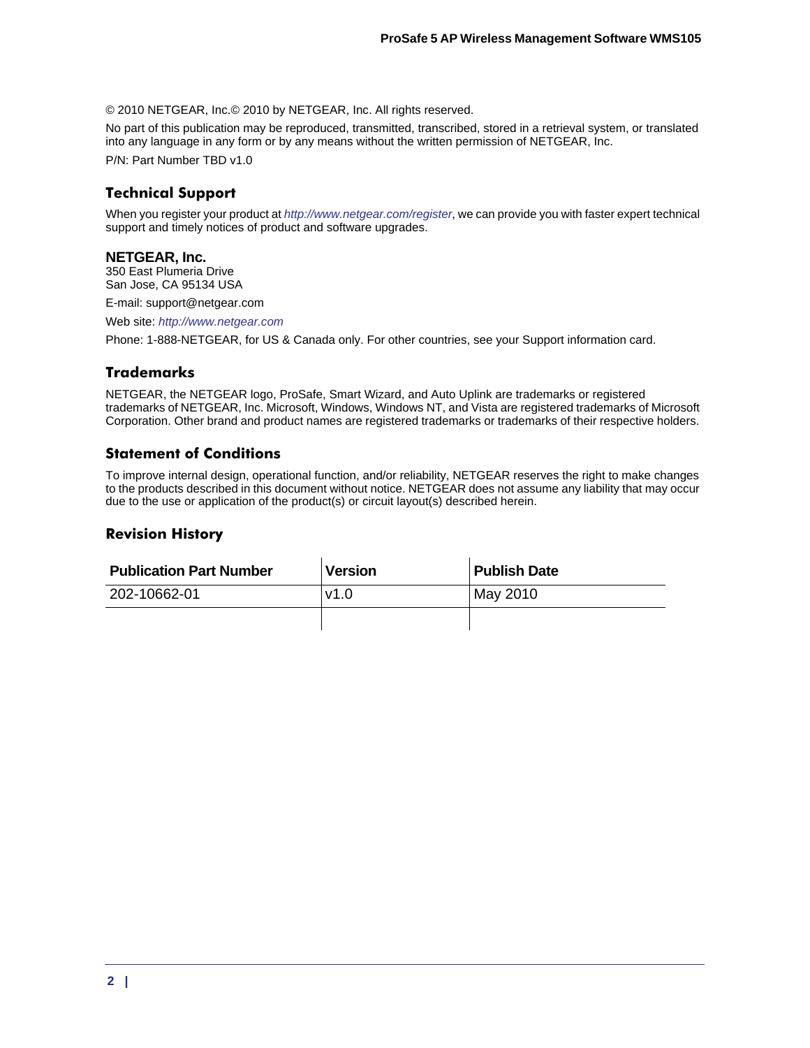© 2010 NETGEAR, Inc.© 2010 by NETGEAR, Inc. All rights reserved.

No part of this publication may be reproduced, transmitted, transcribed, stored in a retrieval system, or translated into any language in any form or by any means without the written permission of NETGEAR, Inc.

P/N: Part Number TBD v1.0

## Technical Support

When you register your product at *http://www.netgear.com/register*, we can provide you with faster expert technical support and timely notices of product and software upgrades.

**NETGEAR, Inc.**
350 East Plumeria Drive
San Jose, CA 95134 USA

E-mail: support@netgear.com

Web site: *http://www.netgear.com*

Phone: 1-888-NETGEAR, for US & Canada only. For other countries, see your Support information card.

## Trademarks

NETGEAR, the NETGEAR logo, ProSafe, Smart Wizard, and Auto Uplink are trademarks or registered trademarks of NETGEAR, Inc. Microsoft, Windows, Windows NT, and Vista are registered trademarks of Microsoft Corporation. Other brand and product names are registered trademarks or trademarks of their respective holders.

## Statement of Conditions

To improve internal design, operational function, and/or reliability, NETGEAR reserves the right to make changes to the products described in this document without notice. NETGEAR does not assume any liability that may occur due to the use or application of the product(s) or circuit layout(s) described herein.

## Revision History

| Publication Part Number | Version | Publish Date |
|---|---|---|
| 202-10662-01 | v1.0 | May 2010 |
| | | |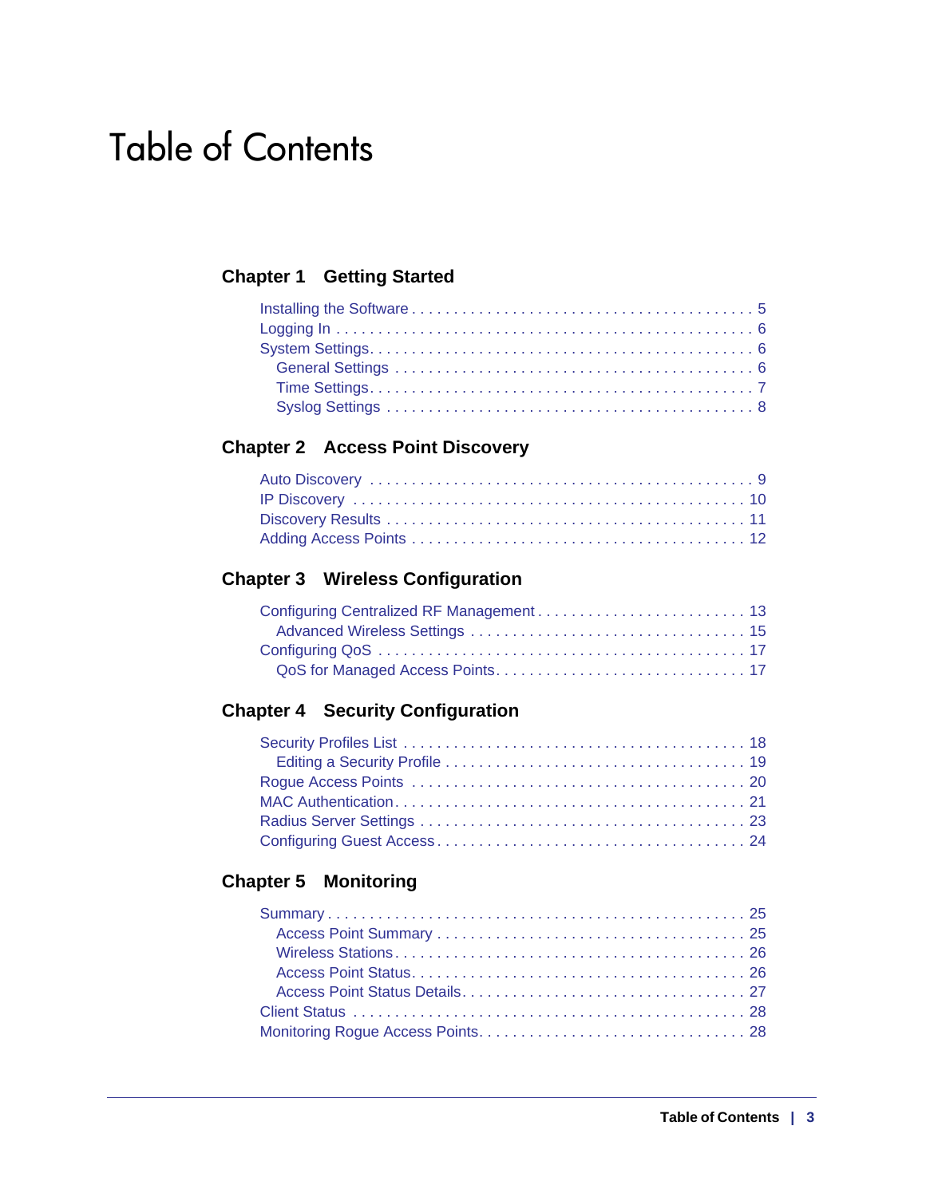# Table of Contents

## Chapter 1 Getting Started

- Installing the Software . . . . . . . . . . . . . . . . . . . . . . . . . . . . . . . . . . . . . . . . 5
- Logging In . . . . . . . . . . . . . . . . . . . . . . . . . . . . . . . . . . . . . . . . . . . . . . . 6
- System Settings. . . . . . . . . . . . . . . . . . . . . . . . . . . . . . . . . . . . . . . . . . . . 6
  - General Settings . . . . . . . . . . . . . . . . . . . . . . . . . . . . . . . . . . . . . . . . . 6
  - Time Settings. . . . . . . . . . . . . . . . . . . . . . . . . . . . . . . . . . . . . . . . . . . 7
  - Syslog Settings . . . . . . . . . . . . . . . . . . . . . . . . . . . . . . . . . . . . . . . . . 8

## Chapter 2 Access Point Discovery

- Auto Discovery . . . . . . . . . . . . . . . . . . . . . . . . . . . . . . . . . . . . . . . . . . . 9
- IP Discovery . . . . . . . . . . . . . . . . . . . . . . . . . . . . . . . . . . . . . . . . . . . . 10
- Discovery Results . . . . . . . . . . . . . . . . . . . . . . . . . . . . . . . . . . . . . . . . 11
- Adding Access Points . . . . . . . . . . . . . . . . . . . . . . . . . . . . . . . . . . . . . 12

## Chapter 3 Wireless Configuration

- Configuring Centralized RF Management . . . . . . . . . . . . . . . . . . . . . . . . 13
  - Advanced Wireless Settings . . . . . . . . . . . . . . . . . . . . . . . . . . . . . . . 15
- Configuring QoS . . . . . . . . . . . . . . . . . . . . . . . . . . . . . . . . . . . . . . . . . 17
  - QoS for Managed Access Points. . . . . . . . . . . . . . . . . . . . . . . . . . . . . 17

## Chapter 4 Security Configuration

- Security Profiles List . . . . . . . . . . . . . . . . . . . . . . . . . . . . . . . . . . . . . . 18
  - Editing a Security Profile . . . . . . . . . . . . . . . . . . . . . . . . . . . . . . . . . . 19
- Rogue Access Points . . . . . . . . . . . . . . . . . . . . . . . . . . . . . . . . . . . . . . 20
- MAC Authentication. . . . . . . . . . . . . . . . . . . . . . . . . . . . . . . . . . . . . . . 21
- Radius Server Settings . . . . . . . . . . . . . . . . . . . . . . . . . . . . . . . . . . . . . 23
- Configuring Guest Access . . . . . . . . . . . . . . . . . . . . . . . . . . . . . . . . . . . 24

## Chapter 5 Monitoring

- Summary . . . . . . . . . . . . . . . . . . . . . . . . . . . . . . . . . . . . . . . . . . . . . . 25
  - Access Point Summary . . . . . . . . . . . . . . . . . . . . . . . . . . . . . . . . . . . . 25
  - Wireless Stations. . . . . . . . . . . . . . . . . . . . . . . . . . . . . . . . . . . . . . . . 26
  - Access Point Status. . . . . . . . . . . . . . . . . . . . . . . . . . . . . . . . . . . . . . 26
  - Access Point Status Details. . . . . . . . . . . . . . . . . . . . . . . . . . . . . . . . . 27
- Client Status . . . . . . . . . . . . . . . . . . . . . . . . . . . . . . . . . . . . . . . . . . . . 28
- Monitoring Rogue Access Points. . . . . . . . . . . . . . . . . . . . . . . . . . . . . . . 28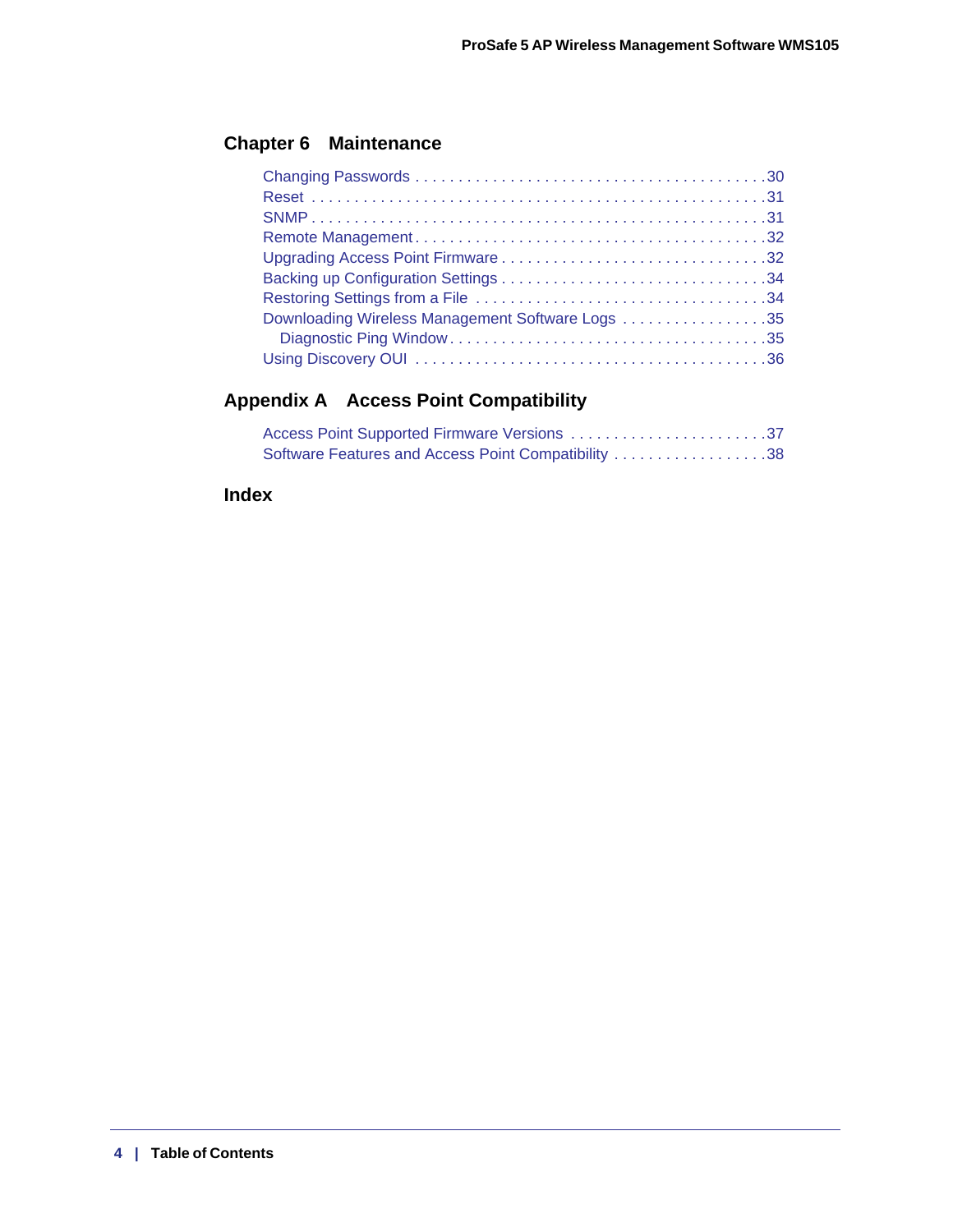## Chapter 6 Maintenance

- Changing Passwords . . . . . . . . . . . . . . . . . . . . . . . . . . . . . . . . . . . . . . . . . 30
- Reset . . . . . . . . . . . . . . . . . . . . . . . . . . . . . . . . . . . . . . . . . . . . . . . . . . . 31
- SNMP . . . . . . . . . . . . . . . . . . . . . . . . . . . . . . . . . . . . . . . . . . . . . . . . . . 31
- Remote Management . . . . . . . . . . . . . . . . . . . . . . . . . . . . . . . . . . . . . . . 32
- Upgrading Access Point Firmware . . . . . . . . . . . . . . . . . . . . . . . . . . . . . . 32
- Backing up Configuration Settings . . . . . . . . . . . . . . . . . . . . . . . . . . . . . . 34
- Restoring Settings from a File . . . . . . . . . . . . . . . . . . . . . . . . . . . . . . . . . 34
- Downloading Wireless Management Software Logs . . . . . . . . . . . . . . . . . 35
  - Diagnostic Ping Window . . . . . . . . . . . . . . . . . . . . . . . . . . . . . . . . . . . . 35
- Using Discovery OUI . . . . . . . . . . . . . . . . . . . . . . . . . . . . . . . . . . . . . . . . 36

## Appendix A Access Point Compatibility

- Access Point Supported Firmware Versions . . . . . . . . . . . . . . . . . . . . . . . 37
- Software Features and Access Point Compatibility . . . . . . . . . . . . . . . . . . 38

## Index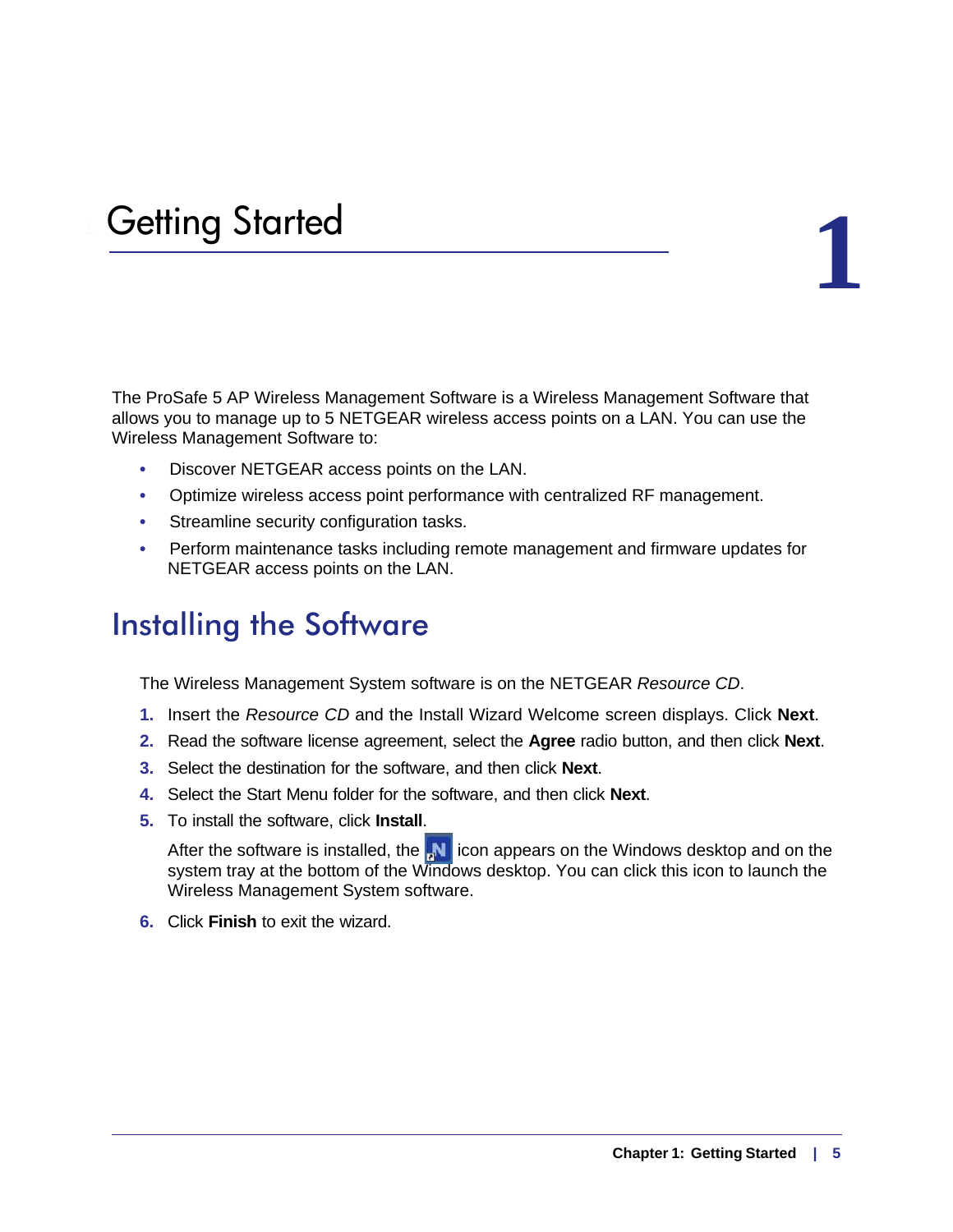# 1 Getting Started

The ProSafe 5 AP Wireless Management Software is a Wireless Management Software that allows you to manage up to 5 NETGEAR wireless access points on a LAN. You can use the Wireless Management Software to:

- Discover NETGEAR access points on the LAN.
- Optimize wireless access point performance with centralized RF management.
- Streamline security configuration tasks.
- Perform maintenance tasks including remote management and firmware updates for NETGEAR access points on the LAN.

## Installing the Software

The Wireless Management System software is on the NETGEAR *Resource CD*.

1. Insert the *Resource CD* and the Install Wizard Welcome screen displays. Click **Next**.
2. Read the software license agreement, select the **Agree** radio button, and then click **Next**.
3. Select the destination for the software, and then click **Next**.
4. Select the Start Menu folder for the software, and then click **Next**.
5. To install the software, click **Install**.

   After the software is installed, the icon appears on the Windows desktop and on the system tray at the bottom of the Windows desktop. You can click this icon to launch the Wireless Management System software.

6. Click **Finish** to exit the wizard.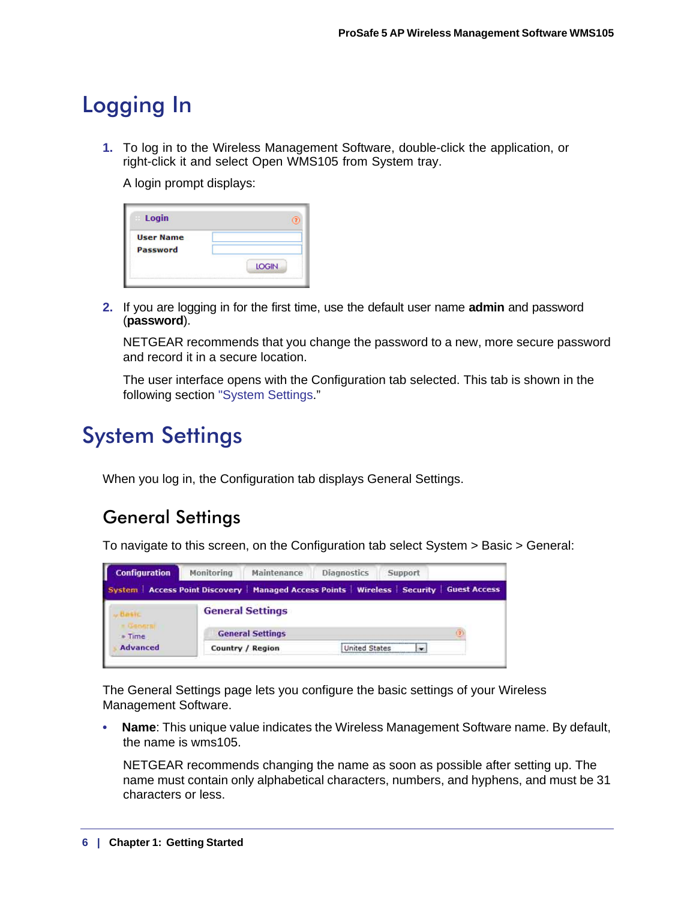# Logging In

1. To log in to the Wireless Management Software, double-click the application, or right-click it and select Open WMS105 from System tray.

   A login prompt displays:

2. If you are logging in for the first time, use the default user name **admin** and password (**password**).

   NETGEAR recommends that you change the password to a new, more secure password and record it in a secure location.

   The user interface opens with the Configuration tab selected. This tab is shown in the following section "System Settings."

# System Settings

When you log in, the Configuration tab displays General Settings.

## General Settings

To navigate to this screen, on the Configuration tab select System > Basic > General:

The General Settings page lets you configure the basic settings of your Wireless Management Software.

- **Name**: This unique value indicates the Wireless Management Software name. By default, the name is wms105.

  NETGEAR recommends changing the name as soon as possible after setting up. The name must contain only alphabetical characters, numbers, and hyphens, and must be 31 characters or less.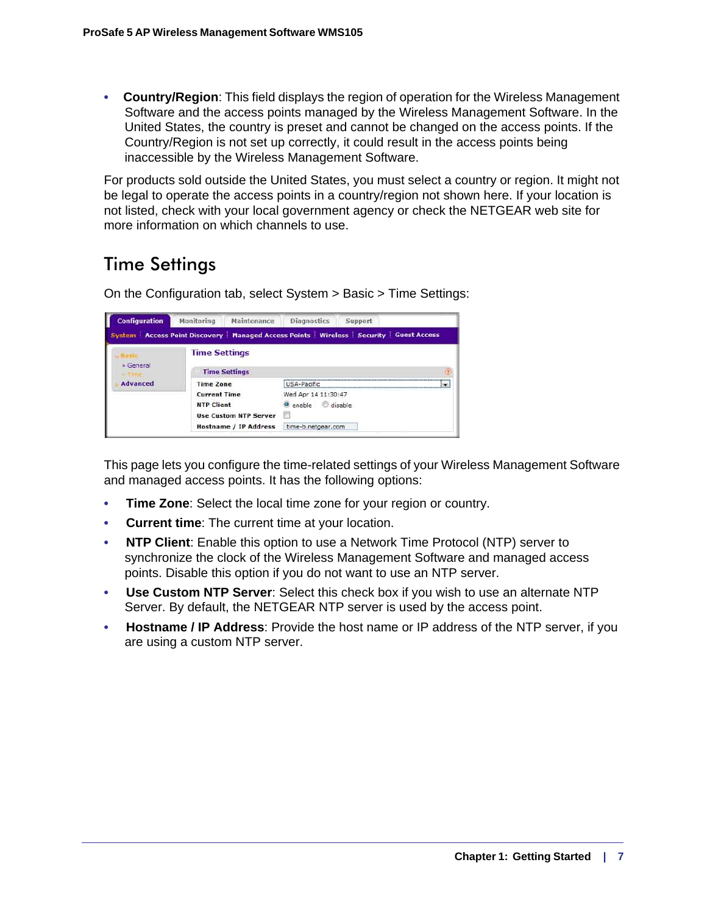- **Country/Region**: This field displays the region of operation for the Wireless Management Software and the access points managed by the Wireless Management Software. In the United States, the country is preset and cannot be changed on the access points. If the Country/Region is not set up correctly, it could result in the access points being inaccessible by the Wireless Management Software.

For products sold outside the United States, you must select a country or region. It might not be legal to operate the access points in a country/region not shown here. If your location is not listed, check with your local government agency or check the NETGEAR web site for more information on which channels to use.

## Time Settings

On the Configuration tab, select System > Basic > Time Settings:

This page lets you configure the time-related settings of your Wireless Management Software and managed access points. It has the following options:

- **Time Zone**: Select the local time zone for your region or country.
- **Current time**: The current time at your location.
- **NTP Client**: Enable this option to use a Network Time Protocol (NTP) server to synchronize the clock of the Wireless Management Software and managed access points. Disable this option if you do not want to use an NTP server.
- **Use Custom NTP Server**: Select this check box if you wish to use an alternate NTP Server. By default, the NETGEAR NTP server is used by the access point.
- **Hostname / IP Address**: Provide the host name or IP address of the NTP server, if you are using a custom NTP server.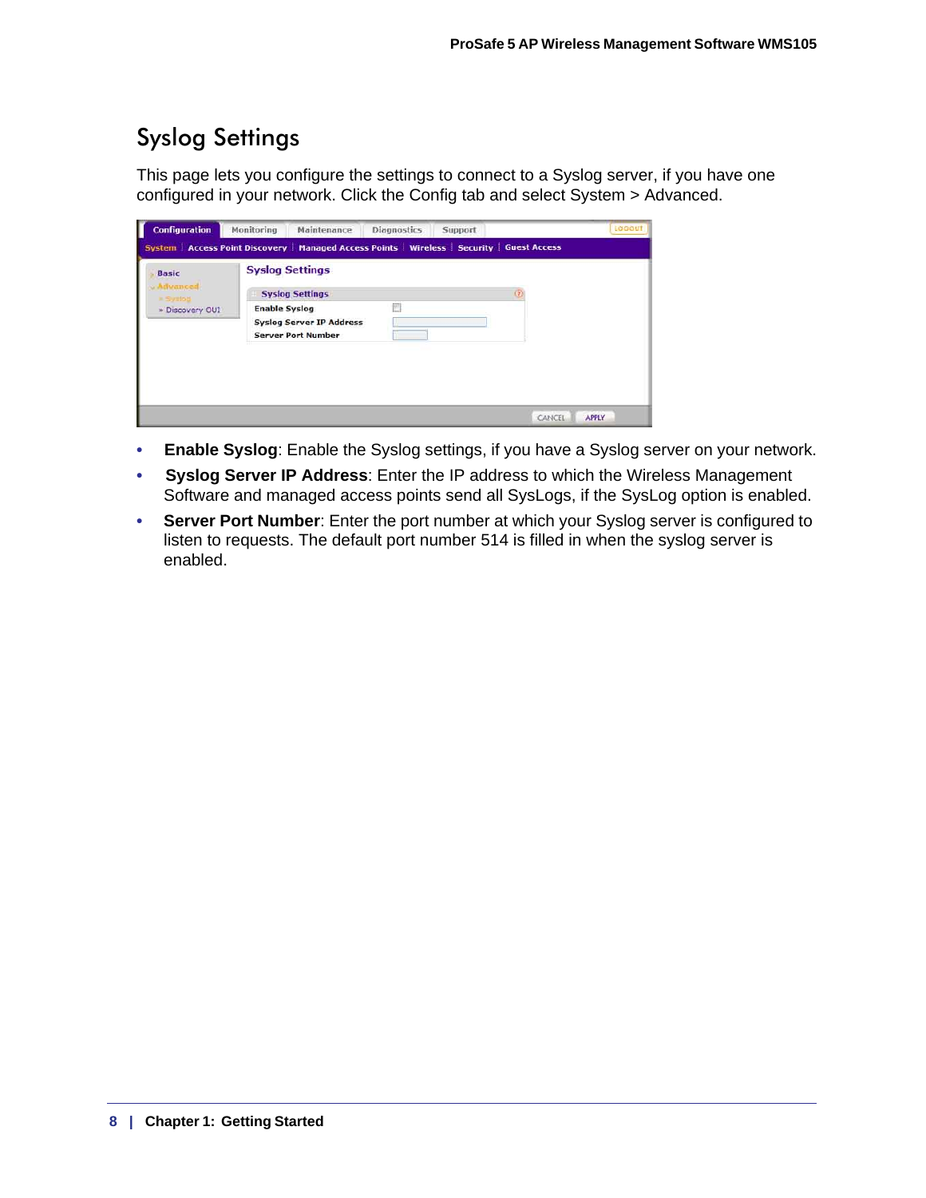# Syslog Settings

This page lets you configure the settings to connect to a Syslog server, if you have one configured in your network. Click the Config tab and select System > Advanced.

- **Enable Syslog**: Enable the Syslog settings, if you have a Syslog server on your network.
- **Syslog Server IP Address**: Enter the IP address to which the Wireless Management Software and managed access points send all SysLogs, if the SysLog option is enabled.
- **Server Port Number**: Enter the port number at which your Syslog server is configured to listen to requests. The default port number 514 is filled in when the syslog server is enabled.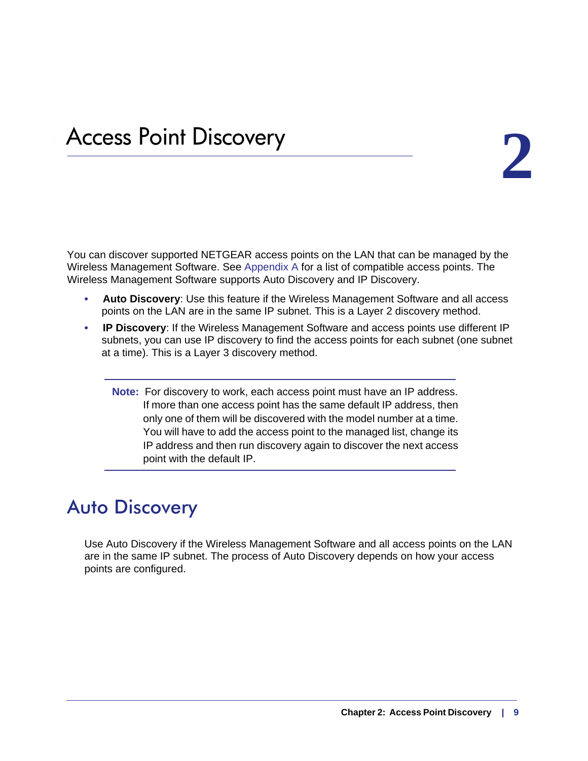# 2. Access Point Discovery

You can discover supported NETGEAR access points on the LAN that can be managed by the Wireless Management Software. See Appendix A for a list of compatible access points. The Wireless Management Software supports Auto Discovery and IP Discovery.

- **Auto Discovery**: Use this feature if the Wireless Management Software and all access points on the LAN are in the same IP subnet. This is a Layer 2 discovery method.
- **IP Discovery**: If the Wireless Management Software and access points use different IP subnets, you can use IP discovery to find the access points for each subnet (one subnet at a time). This is a Layer 3 discovery method.

---

**Note:** For discovery to work, each access point must have an IP address. If more than one access point has the same default IP address, then only one of them will be discovered with the model number at a time. You will have to add the access point to the managed list, change its IP address and then run discovery again to discover the next access point with the default IP.

---

## Auto Discovery

Use Auto Discovery if the Wireless Management Software and all access points on the LAN are in the same IP subnet. The process of Auto Discovery depends on how your access points are configured.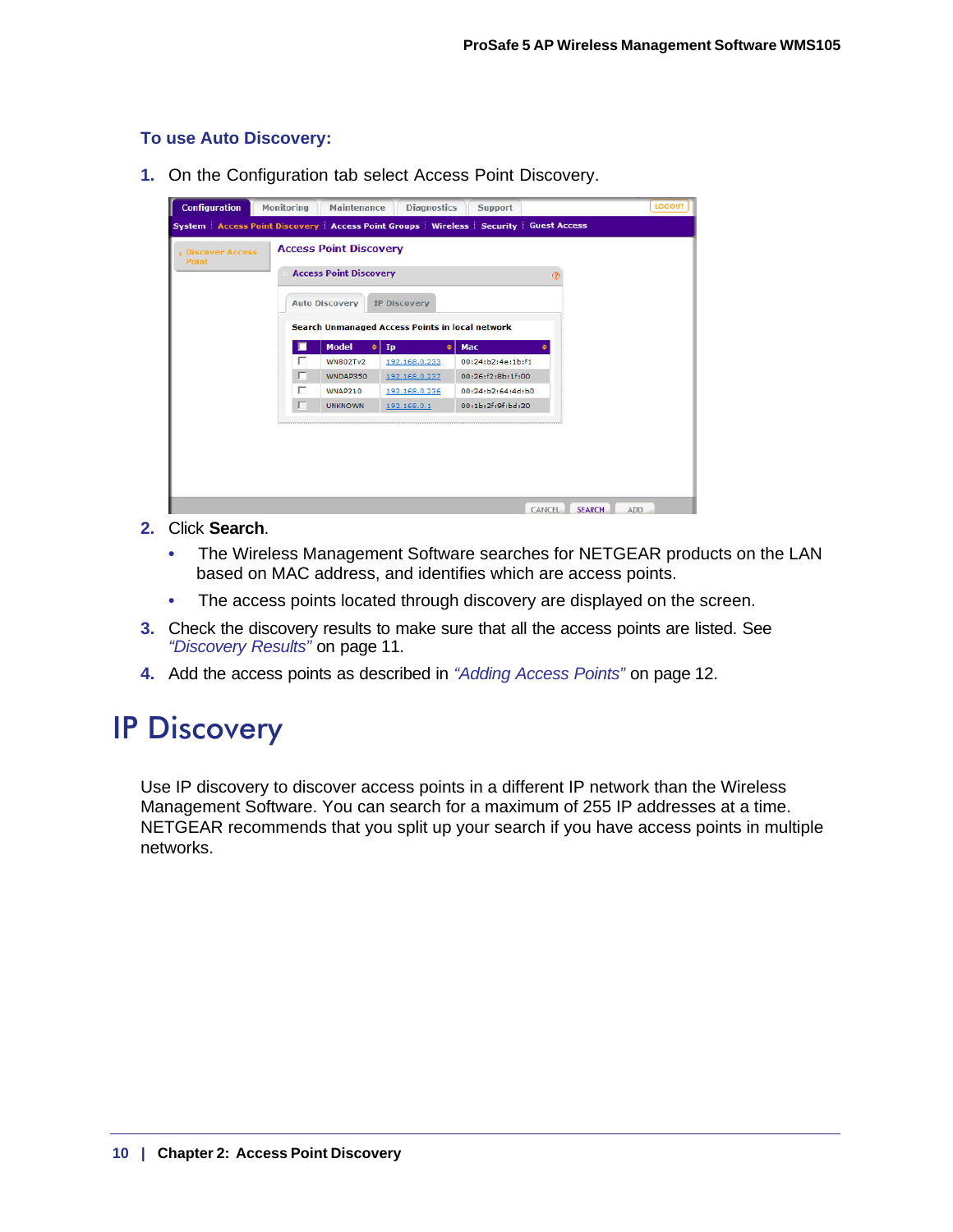**To use Auto Discovery:**

1. On the Configuration tab select Access Point Discovery.

2. Click **Search**.
   - The Wireless Management Software searches for NETGEAR products on the LAN based on MAC address, and identifies which are access points.
   - The access points located through discovery are displayed on the screen.
3. Check the discovery results to make sure that all the access points are listed. See *"Discovery Results"* on page 11.
4. Add the access points as described in *"Adding Access Points"* on page 12.

# IP Discovery

Use IP discovery to discover access points in a different IP network than the Wireless Management Software. You can search for a maximum of 255 IP addresses at a time. NETGEAR recommends that you split up your search if you have access points in multiple networks.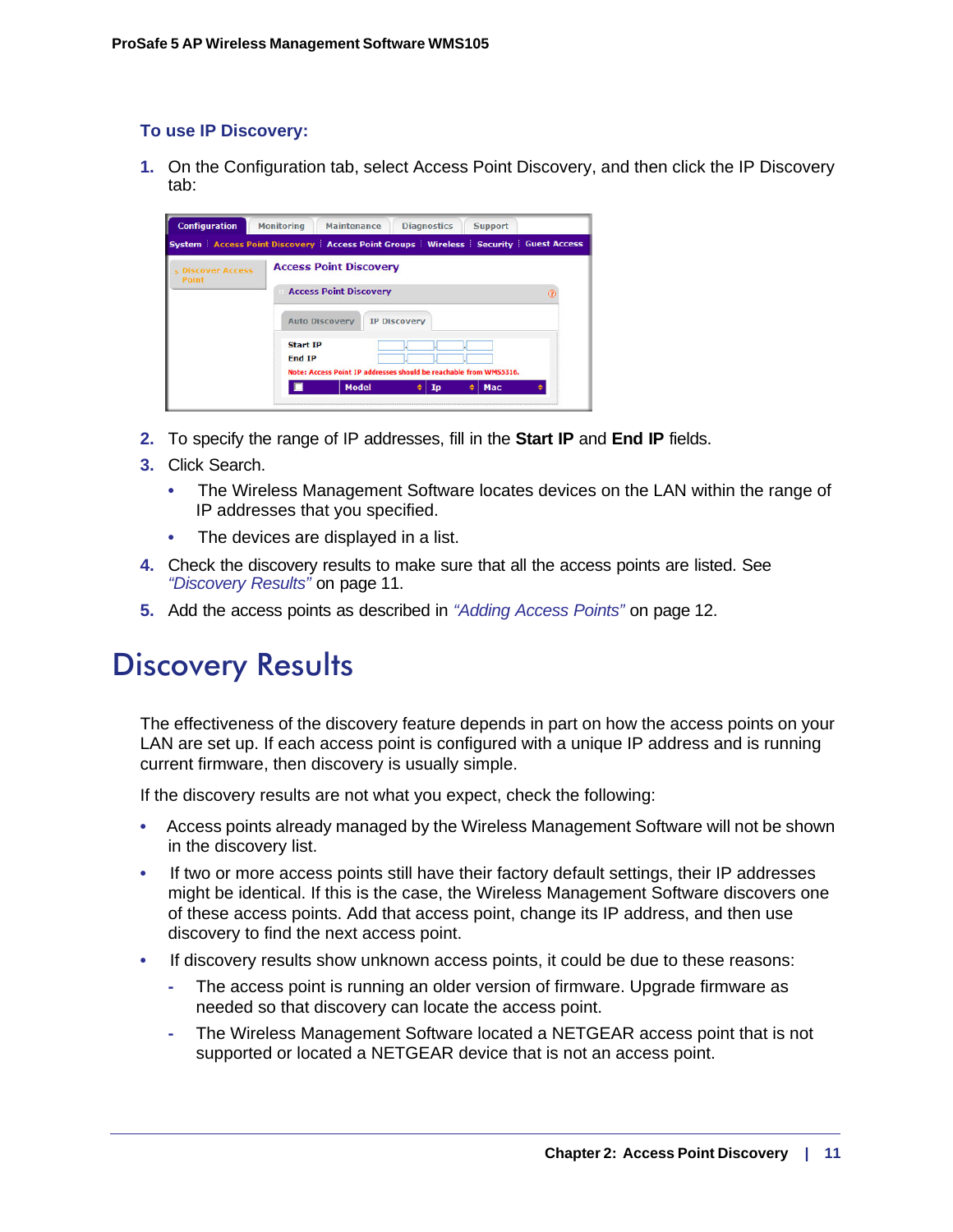**To use IP Discovery:**

1. On the Configuration tab, select Access Point Discovery, and then click the IP Discovery tab:

2. To specify the range of IP addresses, fill in the **Start IP** and **End IP** fields.
3. Click Search.
   - The Wireless Management Software locates devices on the LAN within the range of IP addresses that you specified.
   - The devices are displayed in a list.
4. Check the discovery results to make sure that all the access points are listed. See *"Discovery Results"* on page 11.
5. Add the access points as described in *"Adding Access Points"* on page 12.

# Discovery Results

The effectiveness of the discovery feature depends in part on how the access points on your LAN are set up. If each access point is configured with a unique IP address and is running current firmware, then discovery is usually simple.

If the discovery results are not what you expect, check the following:

- Access points already managed by the Wireless Management Software will not be shown in the discovery list.
- If two or more access points still have their factory default settings, their IP addresses might be identical. If this is the case, the Wireless Management Software discovers one of these access points. Add that access point, change its IP address, and then use discovery to find the next access point.
- If discovery results show unknown access points, it could be due to these reasons:
  - The access point is running an older version of firmware. Upgrade firmware as needed so that discovery can locate the access point.
  - The Wireless Management Software located a NETGEAR access point that is not supported or located a NETGEAR device that is not an access point.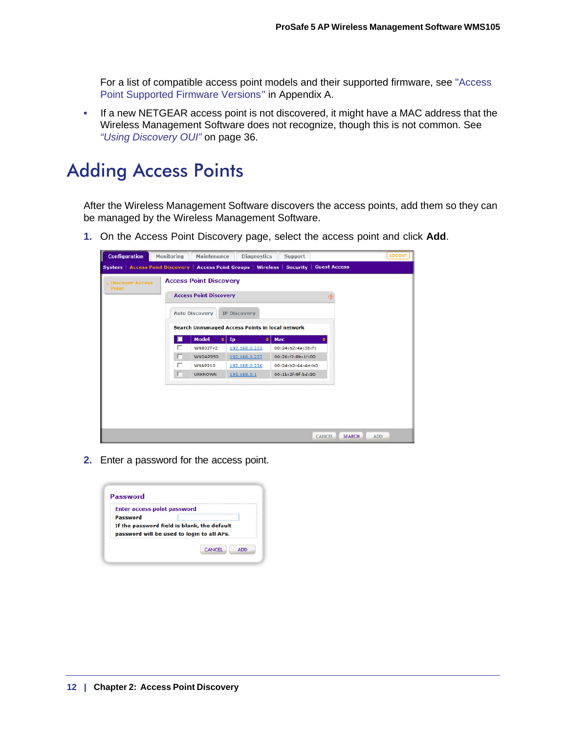For a list of compatible access point models and their supported firmware, see "Access Point Supported Firmware Versions" in Appendix A.

- If a new NETGEAR access point is not discovered, it might have a MAC address that the Wireless Management Software does not recognize, though this is not common. See *"Using Discovery OUI"* on page 36.

# Adding Access Points

After the Wireless Management Software discovers the access points, add them so they can be managed by the Wireless Management Software.

1. On the Access Point Discovery page, select the access point and click **Add**.

2. Enter a password for the access point.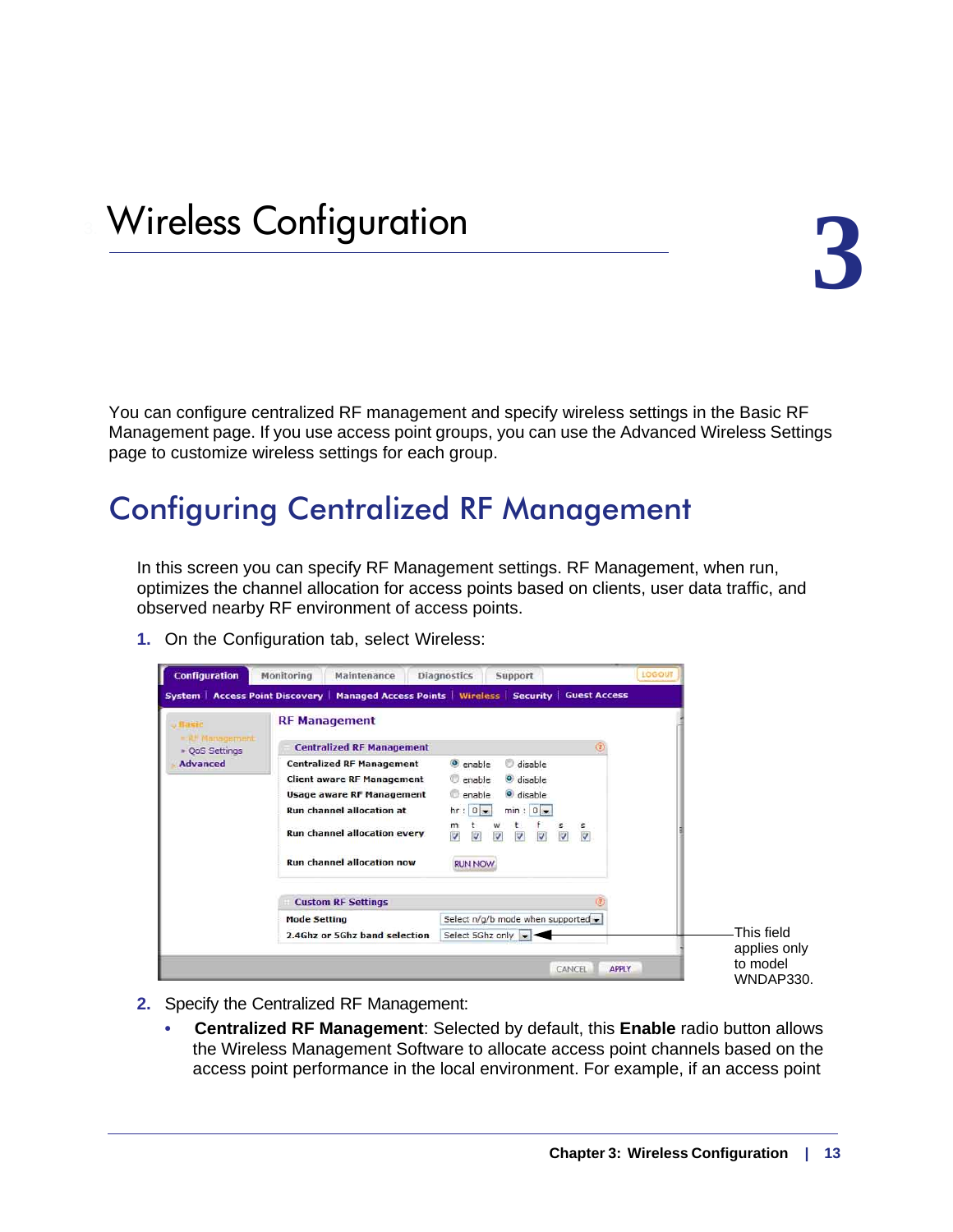# 3 Wireless Configuration

You can configure centralized RF management and specify wireless settings in the Basic RF Management page. If you use access point groups, you can use the Advanced Wireless Settings page to customize wireless settings for each group.

## Configuring Centralized RF Management

In this screen you can specify RF Management settings. RF Management, when run, optimizes the channel allocation for access points based on clients, user data traffic, and observed nearby RF environment of access points.

1. On the Configuration tab, select Wireless:

This field applies only to model WNDAP330.

2. Specify the Centralized RF Management:
   - **Centralized RF Management**: Selected by default, this **Enable** radio button allows the Wireless Management Software to allocate access point channels based on the access point performance in the local environment. For example, if an access point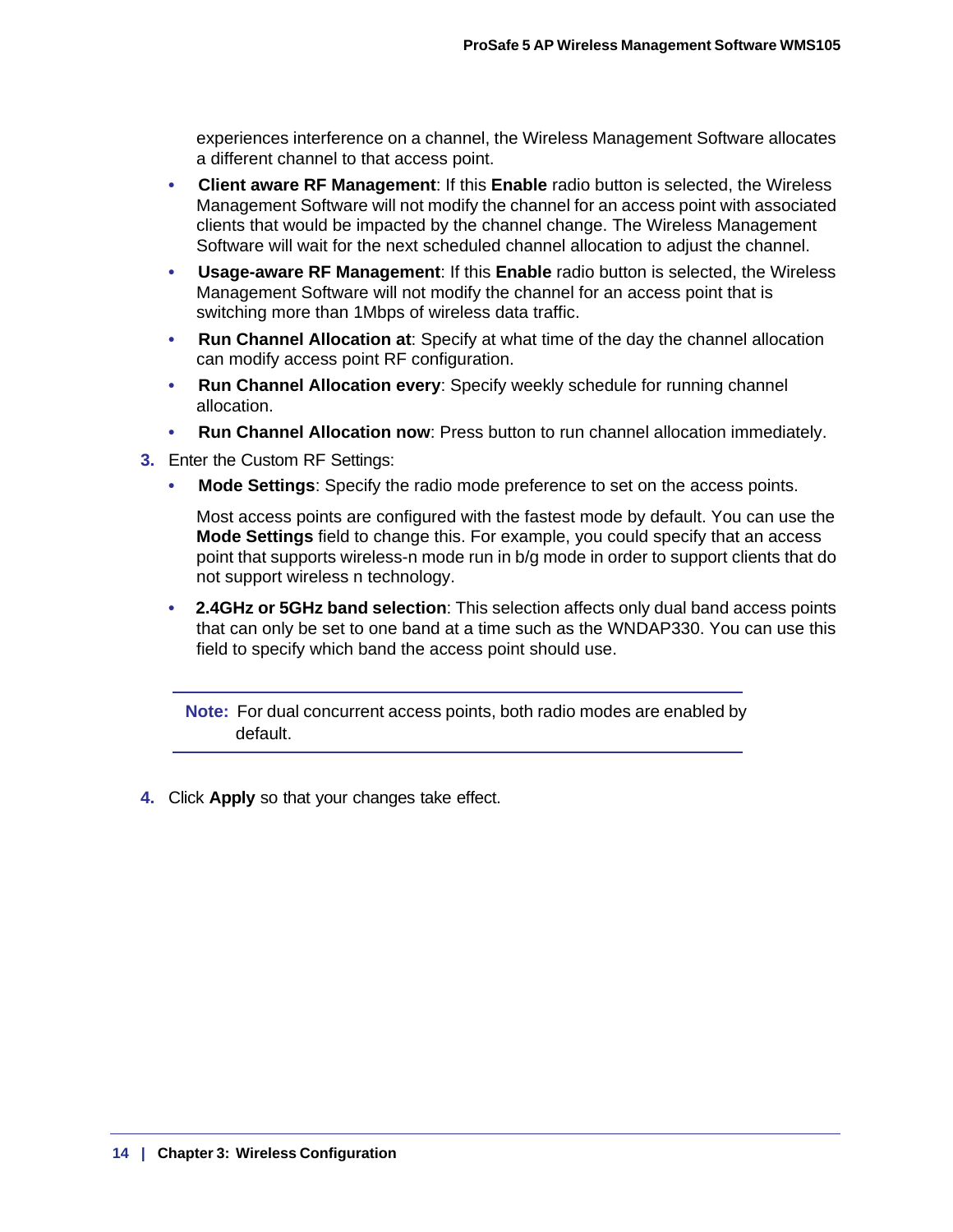experiences interference on a channel, the Wireless Management Software allocates a different channel to that access point.

- **Client aware RF Management**: If this **Enable** radio button is selected, the Wireless Management Software will not modify the channel for an access point with associated clients that would be impacted by the channel change. The Wireless Management Software will wait for the next scheduled channel allocation to adjust the channel.
- **Usage-aware RF Management**: If this **Enable** radio button is selected, the Wireless Management Software will not modify the channel for an access point that is switching more than 1Mbps of wireless data traffic.
- **Run Channel Allocation at**: Specify at what time of the day the channel allocation can modify access point RF configuration.
- **Run Channel Allocation every**: Specify weekly schedule for running channel allocation.
- **Run Channel Allocation now**: Press button to run channel allocation immediately.

3. Enter the Custom RF Settings:
   - **Mode Settings**: Specify the radio mode preference to set on the access points.

     Most access points are configured with the fastest mode by default. You can use the **Mode Settings** field to change this. For example, you could specify that an access point that supports wireless-n mode run in b/g mode in order to support clients that do not support wireless n technology.
   - **2.4GHz or 5GHz band selection**: This selection affects only dual band access points that can only be set to one band at a time such as the WNDAP330. You can use this field to specify which band the access point should use.

**Note:** For dual concurrent access points, both radio modes are enabled by default.

4. Click **Apply** so that your changes take effect.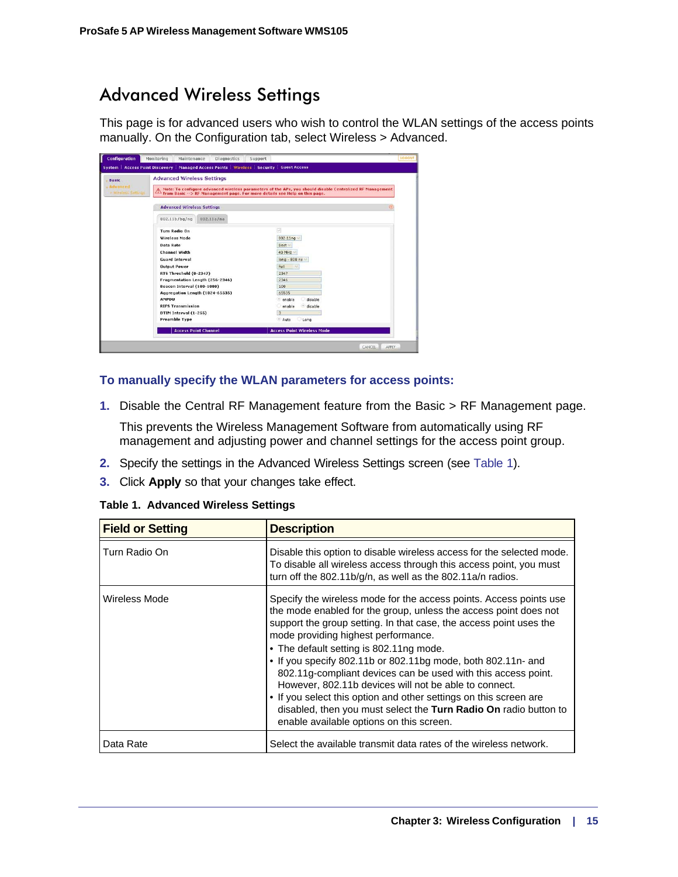# Advanced Wireless Settings

This page is for advanced users who wish to control the WLAN settings of the access points manually. On the Configuration tab, select Wireless > Advanced.

### To manually specify the WLAN parameters for access points:

1. Disable the Central RF Management feature from the Basic > RF Management page.

   This prevents the Wireless Management Software from automatically using RF management and adjusting power and channel settings for the access point group.

2. Specify the settings in the Advanced Wireless Settings screen (see Table 1).
3. Click **Apply** so that your changes take effect.

**Table 1. Advanced Wireless Settings**

| Field or Setting | Description |
|---|---|
| Turn Radio On | Disable this option to disable wireless access for the selected mode. To disable all wireless access through this access point, you must turn off the 802.11b/g/n, as well as the 802.11a/n radios. |
| Wireless Mode | Specify the wireless mode for the access points. Access points use the mode enabled for the group, unless the access point does not support the group setting. In that case, the access point uses the mode providing highest performance.<br>• The default setting is 802.11ng mode.<br>• If you specify 802.11b or 802.11bg mode, both 802.11n- and 802.11g-compliant devices can be used with this access point. However, 802.11b devices will not be able to connect.<br>• If you select this option and other settings on this screen are disabled, then you must select the **Turn Radio On** radio button to enable available options on this screen. |
| Data Rate | Select the available transmit data rates of the wireless network. |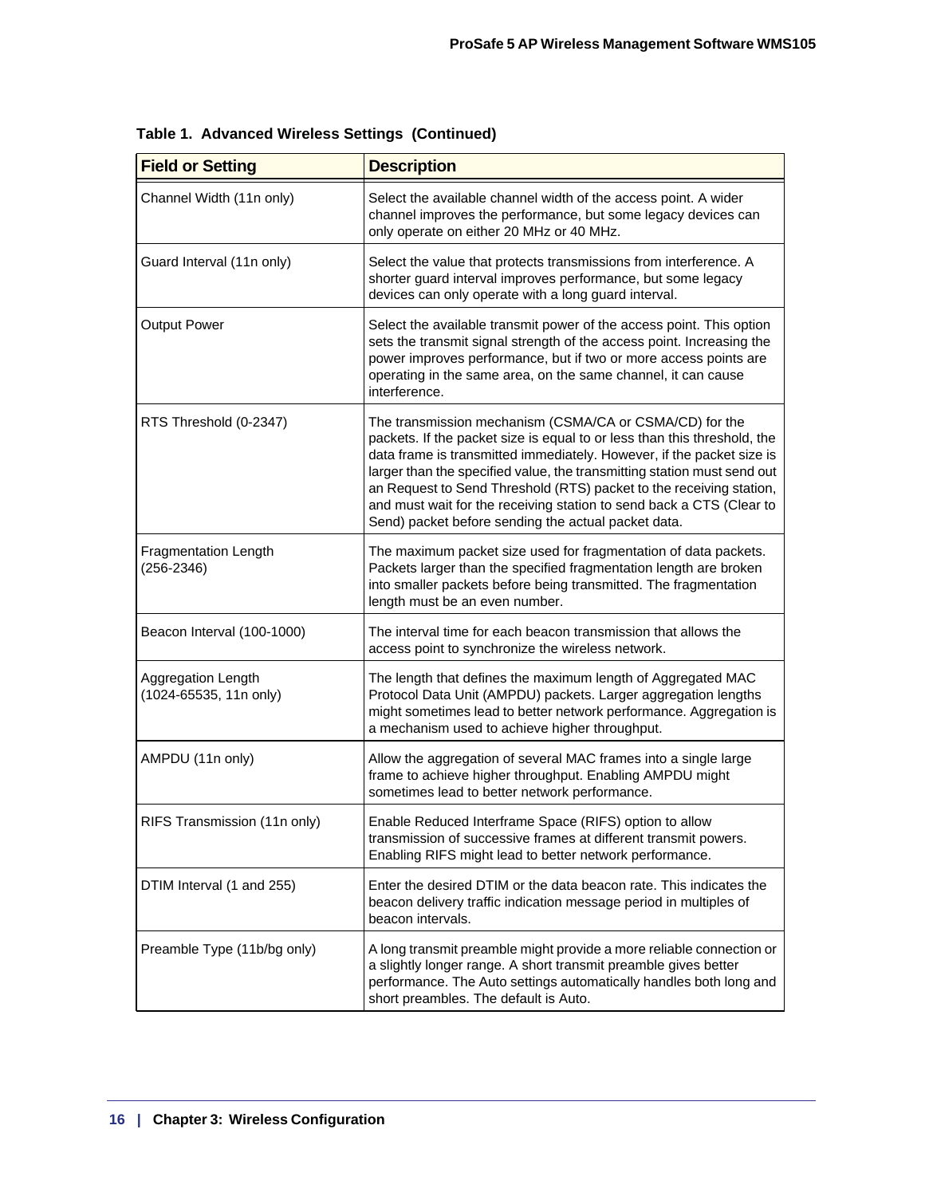**Table 1. Advanced Wireless Settings (Continued)**

| Field or Setting | Description |
|---|---|
| Channel Width (11n only) | Select the available channel width of the access point. A wider channel improves the performance, but some legacy devices can only operate on either 20 MHz or 40 MHz. |
| Guard Interval (11n only) | Select the value that protects transmissions from interference. A shorter guard interval improves performance, but some legacy devices can only operate with a long guard interval. |
| Output Power | Select the available transmit power of the access point. This option sets the transmit signal strength of the access point. Increasing the power improves performance, but if two or more access points are operating in the same area, on the same channel, it can cause interference. |
| RTS Threshold (0-2347) | The transmission mechanism (CSMA/CA or CSMA/CD) for the packets. If the packet size is equal to or less than this threshold, the data frame is transmitted immediately. However, if the packet size is larger than the specified value, the transmitting station must send out an Request to Send Threshold (RTS) packet to the receiving station, and must wait for the receiving station to send back a CTS (Clear to Send) packet before sending the actual packet data. |
| Fragmentation Length (256-2346) | The maximum packet size used for fragmentation of data packets. Packets larger than the specified fragmentation length are broken into smaller packets before being transmitted. The fragmentation length must be an even number. |
| Beacon Interval (100-1000) | The interval time for each beacon transmission that allows the access point to synchronize the wireless network. |
| Aggregation Length (1024-65535, 11n only) | The length that defines the maximum length of Aggregated MAC Protocol Data Unit (AMPDU) packets. Larger aggregation lengths might sometimes lead to better network performance. Aggregation is a mechanism used to achieve higher throughput. |
| AMPDU (11n only) | Allow the aggregation of several MAC frames into a single large frame to achieve higher throughput. Enabling AMPDU might sometimes lead to better network performance. |
| RIFS Transmission (11n only) | Enable Reduced Interframe Space (RIFS) option to allow transmission of successive frames at different transmit powers. Enabling RIFS might lead to better network performance. |
| DTIM Interval (1 and 255) | Enter the desired DTIM or the data beacon rate. This indicates the beacon delivery traffic indication message period in multiples of beacon intervals. |
| Preamble Type (11b/bg only) | A long transmit preamble might provide a more reliable connection or a slightly longer range. A short transmit preamble gives better performance. The Auto settings automatically handles both long and short preambles. The default is Auto. |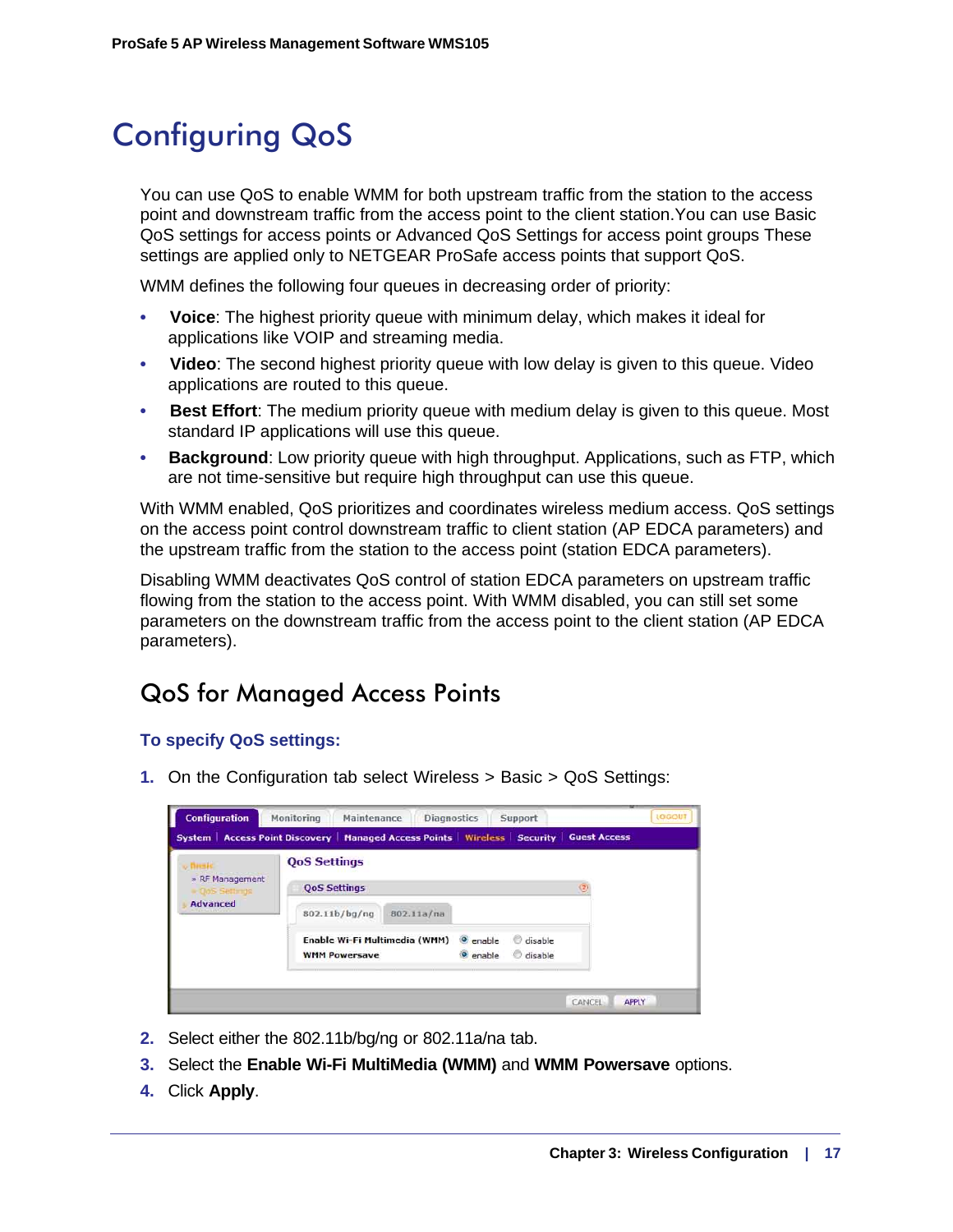# Configuring QoS

You can use QoS to enable WMM for both upstream traffic from the station to the access point and downstream traffic from the access point to the client station.You can use Basic QoS settings for access points or Advanced QoS Settings for access point groups These settings are applied only to NETGEAR ProSafe access points that support QoS.

WMM defines the following four queues in decreasing order of priority:

- **Voice**: The highest priority queue with minimum delay, which makes it ideal for applications like VOIP and streaming media.
- **Video**: The second highest priority queue with low delay is given to this queue. Video applications are routed to this queue.
- **Best Effort**: The medium priority queue with medium delay is given to this queue. Most standard IP applications will use this queue.
- **Background**: Low priority queue with high throughput. Applications, such as FTP, which are not time-sensitive but require high throughput can use this queue.

With WMM enabled, QoS prioritizes and coordinates wireless medium access. QoS settings on the access point control downstream traffic to client station (AP EDCA parameters) and the upstream traffic from the station to the access point (station EDCA parameters).

Disabling WMM deactivates QoS control of station EDCA parameters on upstream traffic flowing from the station to the access point. With WMM disabled, you can still set some parameters on the downstream traffic from the access point to the client station (AP EDCA parameters).

## QoS for Managed Access Points

### To specify QoS settings:

1. On the Configuration tab select Wireless > Basic > QoS Settings:
2. Select either the 802.11b/bg/ng or 802.11a/na tab.
3. Select the **Enable Wi-Fi MultiMedia (WMM)** and **WMM Powersave** options.
4. Click **Apply**.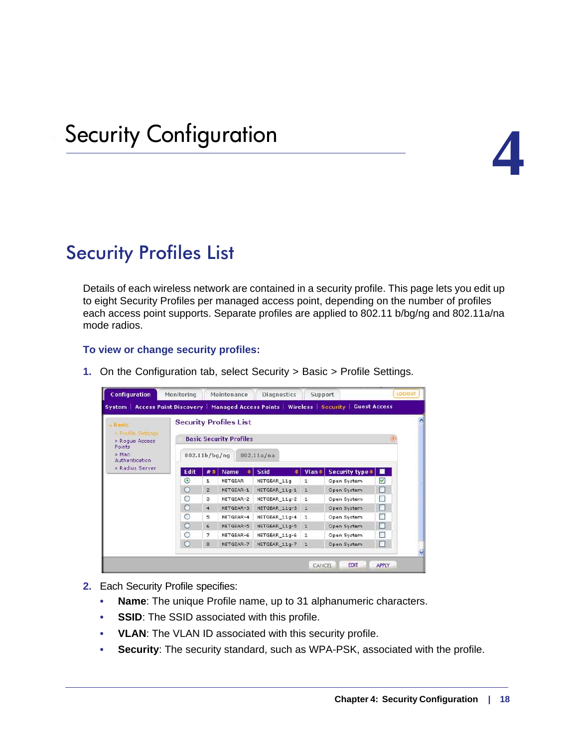# Security Configuration

# 4

## Security Profiles List

Details of each wireless network are contained in a security profile. This page lets you edit up to eight Security Profiles per managed access point, depending on the number of profiles each access point supports. Separate profiles are applied to 802.11 b/bg/ng and 802.11a/na mode radios.

### To view or change security profiles:

1. On the Configuration tab, select Security > Basic > Profile Settings.

2. Each Security Profile specifies:
   - **Name**: The unique Profile name, up to 31 alphanumeric characters.
   - **SSID**: The SSID associated with this profile.
   - **VLAN**: The VLAN ID associated with this security profile.
   - **Security**: The security standard, such as WPA-PSK, associated with the profile.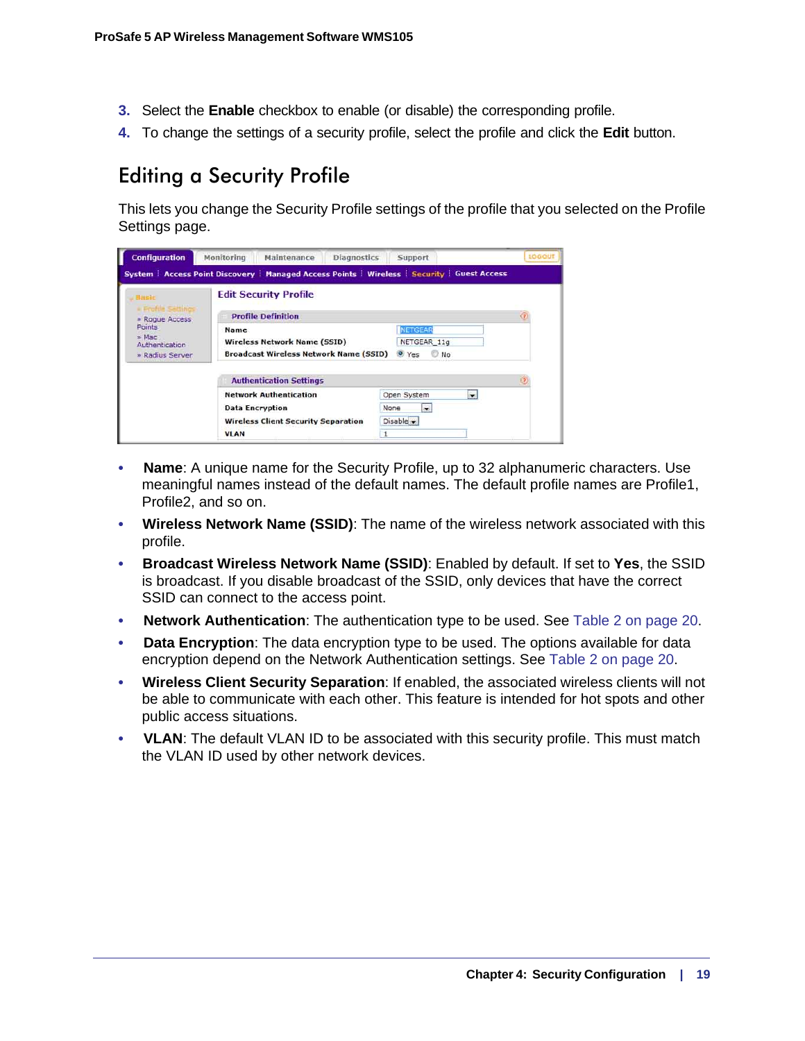3. Select the **Enable** checkbox to enable (or disable) the corresponding profile.
4. To change the settings of a security profile, select the profile and click the **Edit** button.

## Editing a Security Profile

This lets you change the Security Profile settings of the profile that you selected on the Profile Settings page.

- **Name**: A unique name for the Security Profile, up to 32 alphanumeric characters. Use meaningful names instead of the default names. The default profile names are Profile1, Profile2, and so on.
- **Wireless Network Name (SSID)**: The name of the wireless network associated with this profile.
- **Broadcast Wireless Network Name (SSID)**: Enabled by default. If set to **Yes**, the SSID is broadcast. If you disable broadcast of the SSID, only devices that have the correct SSID can connect to the access point.
- **Network Authentication**: The authentication type to be used. See Table 2 on page 20.
- **Data Encryption**: The data encryption type to be used. The options available for data encryption depend on the Network Authentication settings. See Table 2 on page 20.
- **Wireless Client Security Separation**: If enabled, the associated wireless clients will not be able to communicate with each other. This feature is intended for hot spots and other public access situations.
- **VLAN**: The default VLAN ID to be associated with this security profile. This must match the VLAN ID used by other network devices.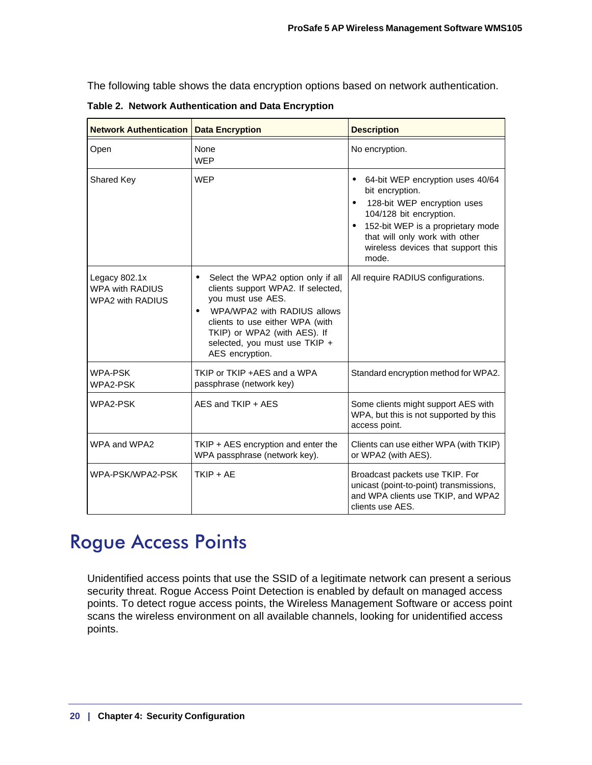The following table shows the data encryption options based on network authentication.

**Table 2. Network Authentication and Data Encryption**

| Network Authentication | Data Encryption | Description |
|---|---|---|
| Open | None<br>WEP | No encryption. |
| Shared Key | WEP | • 64-bit WEP encryption uses 40/64 bit encryption.<br>• 128-bit WEP encryption uses 104/128 bit encryption.<br>• 152-bit WEP is a proprietary mode that will only work with other wireless devices that support this mode. |
| Legacy 802.1x<br>WPA with RADIUS<br>WPA2 with RADIUS | • Select the WPA2 option only if all clients support WPA2. If selected, you must use AES.<br>• WPA/WPA2 with RADIUS allows clients to use either WPA (with TKIP) or WPA2 (with AES). If selected, you must use TKIP + AES encryption. | All require RADIUS configurations. |
| WPA-PSK<br>WPA2-PSK | TKIP or TKIP +AES and a WPA passphrase (network key) | Standard encryption method for WPA2. |
| WPA2-PSK | AES and TKIP + AES | Some clients might support AES with WPA, but this is not supported by this access point. |
| WPA and WPA2 | TKIP + AES encryption and enter the WPA passphrase (network key). | Clients can use either WPA (with TKIP) or WPA2 (with AES). |
| WPA-PSK/WPA2-PSK | TKIP + AE | Broadcast packets use TKIP. For unicast (point-to-point) transmissions, and WPA clients use TKIP, and WPA2 clients use AES. |

# Rogue Access Points

Unidentified access points that use the SSID of a legitimate network can present a serious security threat. Rogue Access Point Detection is enabled by default on managed access points. To detect rogue access points, the Wireless Management Software or access point scans the wireless environment on all available channels, looking for unidentified access points.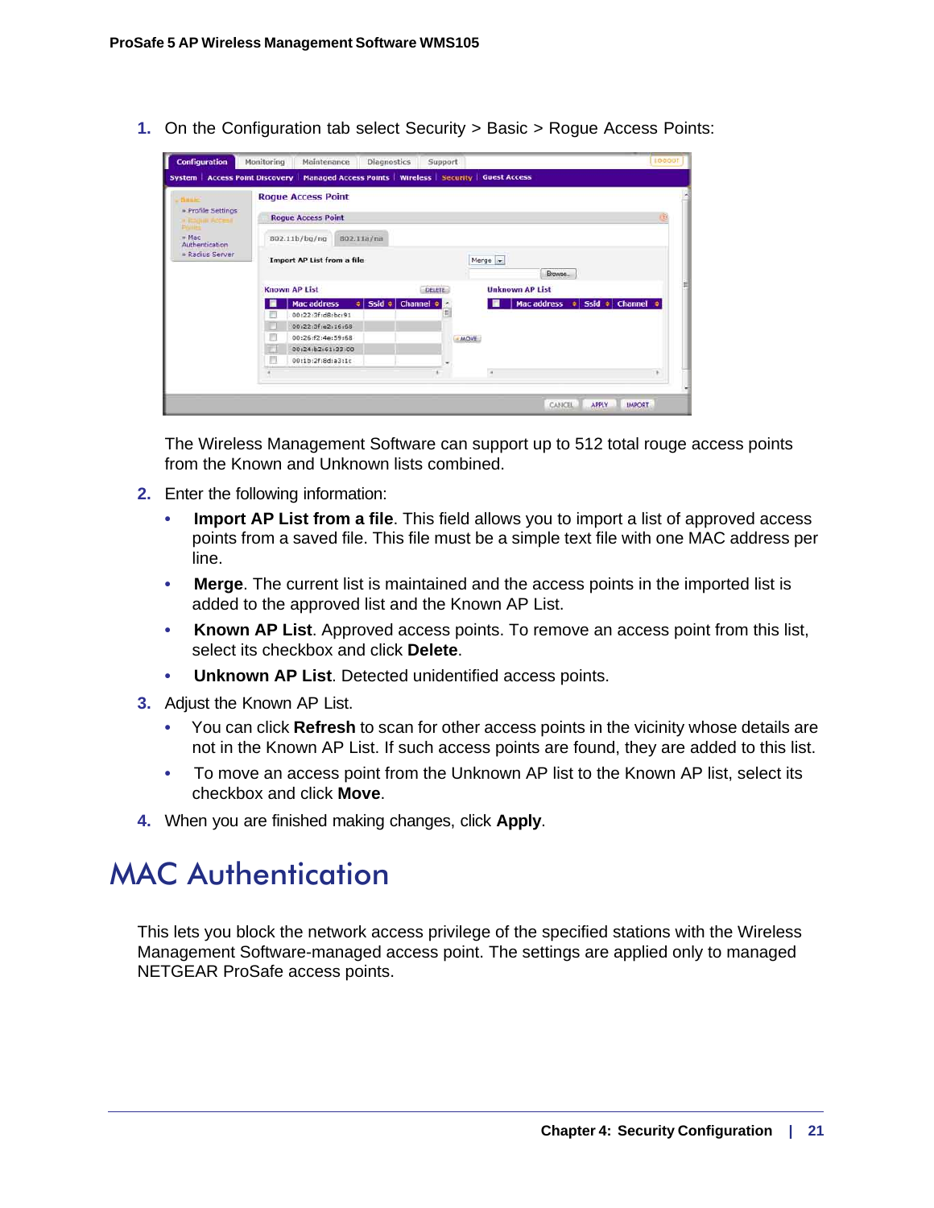1. On the Configuration tab select Security > Basic > Rogue Access Points:

   The Wireless Management Software can support up to 512 total rouge access points from the Known and Unknown lists combined.

2. Enter the following information:
   - **Import AP List from a file**. This field allows you to import a list of approved access points from a saved file. This file must be a simple text file with one MAC address per line.
   - **Merge**. The current list is maintained and the access points in the imported list is added to the approved list and the Known AP List.
   - **Known AP List**. Approved access points. To remove an access point from this list, select its checkbox and click **Delete**.
   - **Unknown AP List**. Detected unidentified access points.

3. Adjust the Known AP List.
   - You can click **Refresh** to scan for other access points in the vicinity whose details are not in the Known AP List. If such access points are found, they are added to this list.
   - To move an access point from the Unknown AP list to the Known AP list, select its checkbox and click **Move**.

4. When you are finished making changes, click **Apply**.

# MAC Authentication

This lets you block the network access privilege of the specified stations with the Wireless Management Software-managed access point. The settings are applied only to managed NETGEAR ProSafe access points.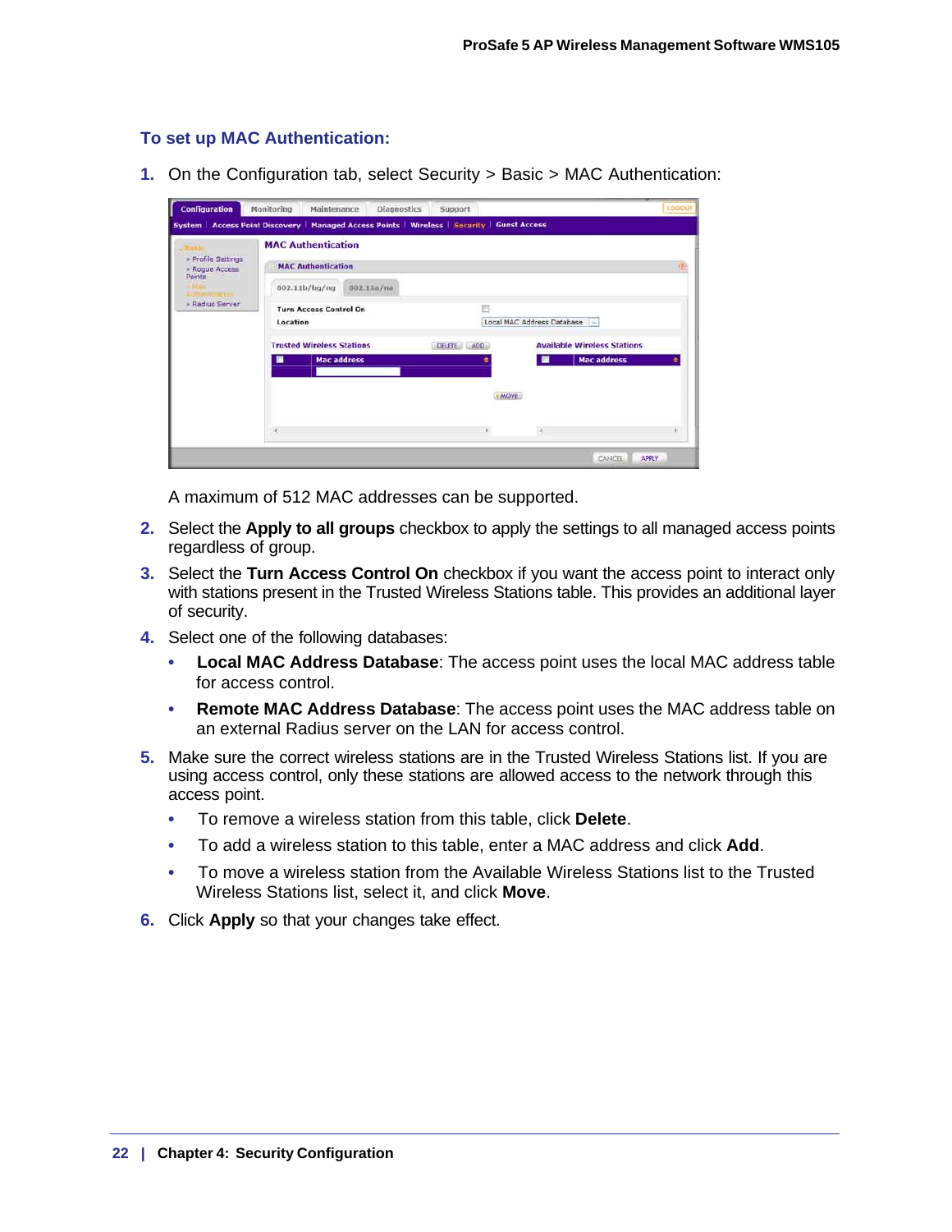### To set up MAC Authentication:

1. On the Configuration tab, select Security > Basic > MAC Authentication:

   A maximum of 512 MAC addresses can be supported.

2. Select the **Apply to all groups** checkbox to apply the settings to all managed access points regardless of group.
3. Select the **Turn Access Control On** checkbox if you want the access point to interact only with stations present in the Trusted Wireless Stations table. This provides an additional layer of security.
4. Select one of the following databases:
   - **Local MAC Address Database**: The access point uses the local MAC address table for access control.
   - **Remote MAC Address Database**: The access point uses the MAC address table on an external Radius server on the LAN for access control.
5. Make sure the correct wireless stations are in the Trusted Wireless Stations list. If you are using access control, only these stations are allowed access to the network through this access point.
   - To remove a wireless station from this table, click **Delete**.
   - To add a wireless station to this table, enter a MAC address and click **Add**.
   - To move a wireless station from the Available Wireless Stations list to the Trusted Wireless Stations list, select it, and click **Move**.
6. Click **Apply** so that your changes take effect.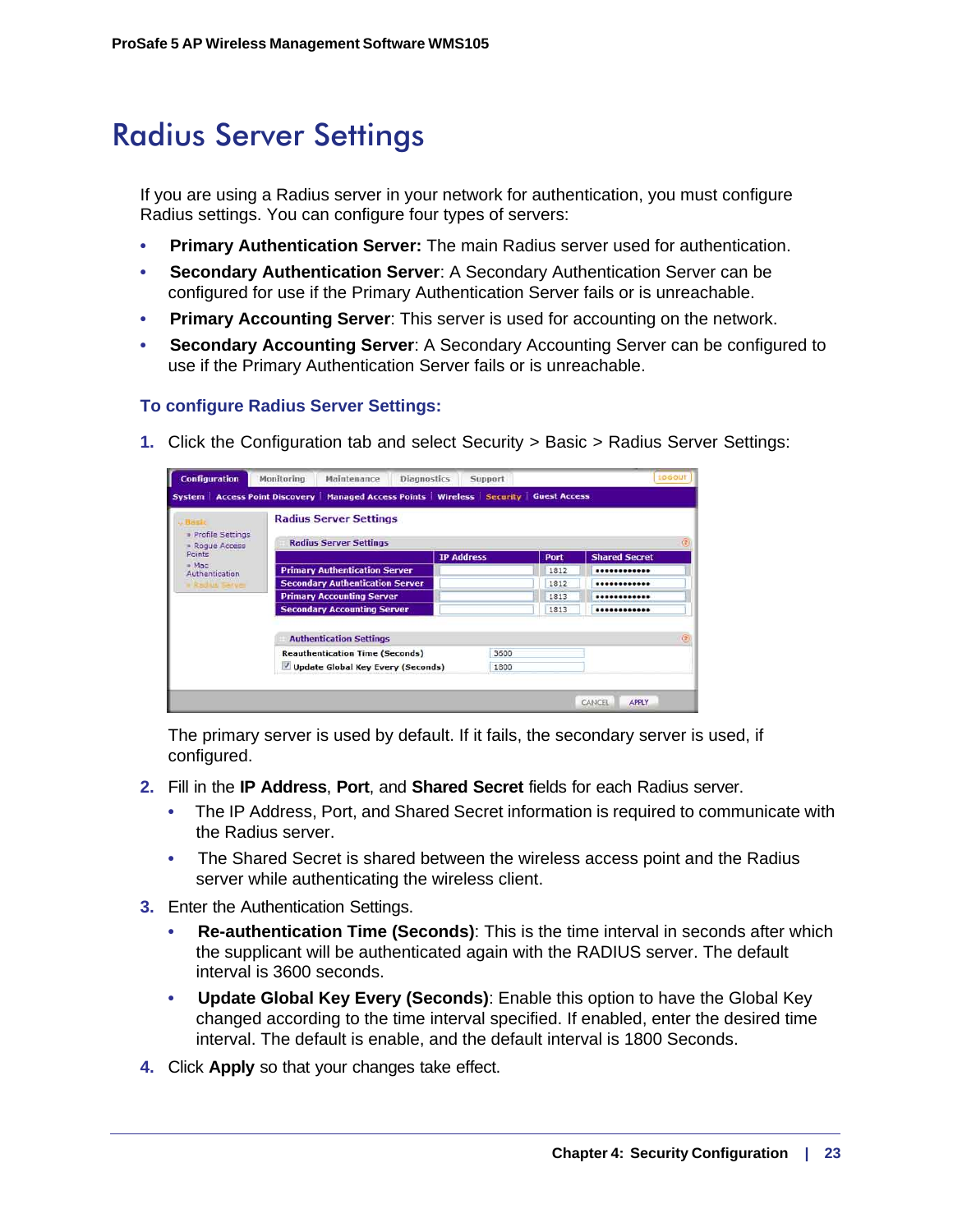# Radius Server Settings

If you are using a Radius server in your network for authentication, you must configure Radius settings. You can configure four types of servers:

- **Primary Authentication Server:** The main Radius server used for authentication.
- **Secondary Authentication Server**: A Secondary Authentication Server can be configured for use if the Primary Authentication Server fails or is unreachable.
- **Primary Accounting Server**: This server is used for accounting on the network.
- **Secondary Accounting Server**: A Secondary Accounting Server can be configured to use if the Primary Authentication Server fails or is unreachable.

### To configure Radius Server Settings:

1. Click the Configuration tab and select Security > Basic > Radius Server Settings:

   The primary server is used by default. If it fails, the secondary server is used, if configured.

2. Fill in the **IP Address**, **Port**, and **Shared Secret** fields for each Radius server.
   - The IP Address, Port, and Shared Secret information is required to communicate with the Radius server.
   - The Shared Secret is shared between the wireless access point and the Radius server while authenticating the wireless client.

3. Enter the Authentication Settings.
   - **Re-authentication Time (Seconds)**: This is the time interval in seconds after which the supplicant will be authenticated again with the RADIUS server. The default interval is 3600 seconds.
   - **Update Global Key Every (Seconds)**: Enable this option to have the Global Key changed according to the time interval specified. If enabled, enter the desired time interval. The default is enable, and the default interval is 1800 Seconds.

4. Click **Apply** so that your changes take effect.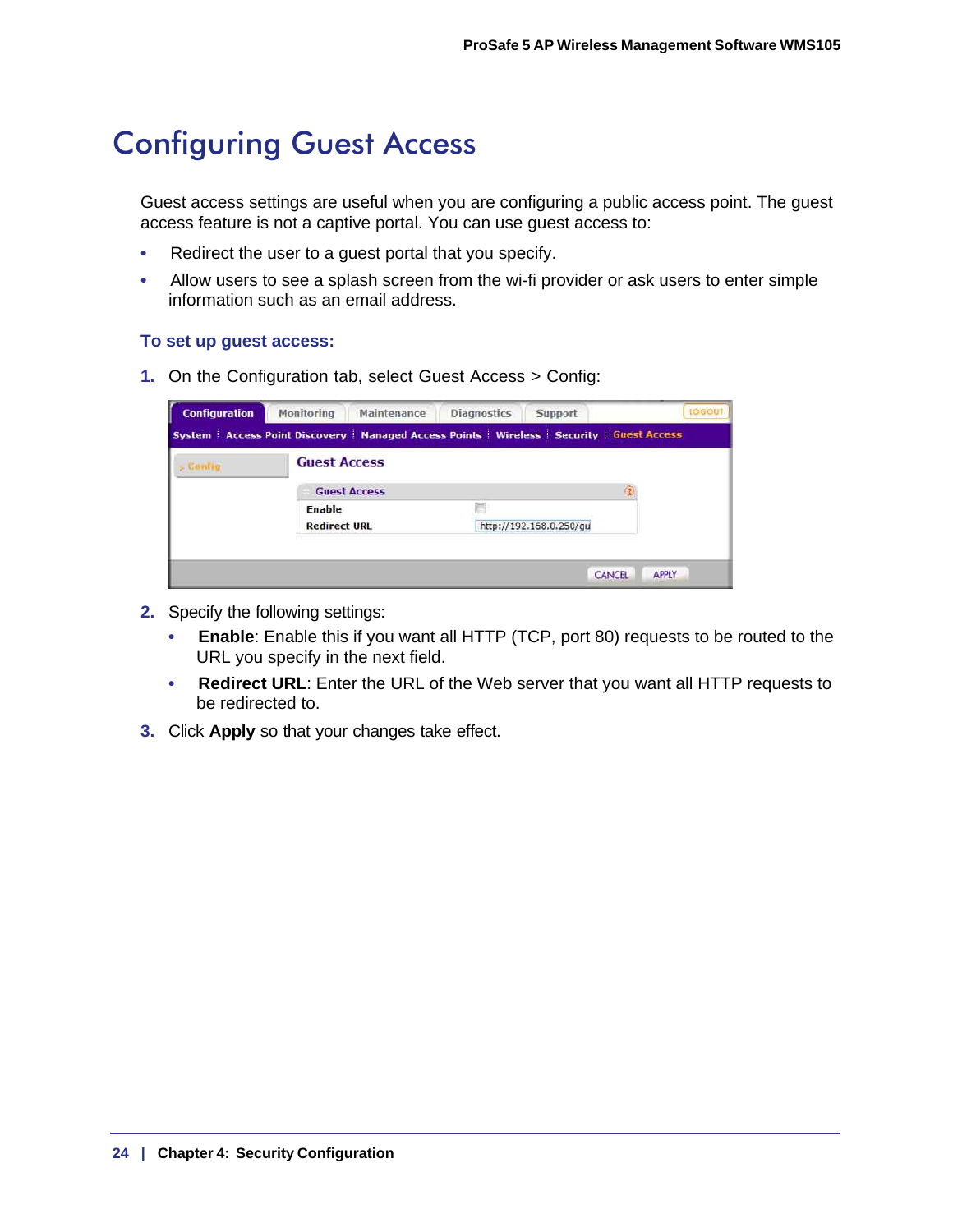# Configuring Guest Access

Guest access settings are useful when you are configuring a public access point. The guest access feature is not a captive portal. You can use guest access to:

- Redirect the user to a guest portal that you specify.
- Allow users to see a splash screen from the wi-fi provider or ask users to enter simple information such as an email address.

### To set up guest access:

1. On the Configuration tab, select Guest Access > Config:

2. Specify the following settings:
   - **Enable**: Enable this if you want all HTTP (TCP, port 80) requests to be routed to the URL you specify in the next field.
   - **Redirect URL**: Enter the URL of the Web server that you want all HTTP requests to be redirected to.
3. Click **Apply** so that your changes take effect.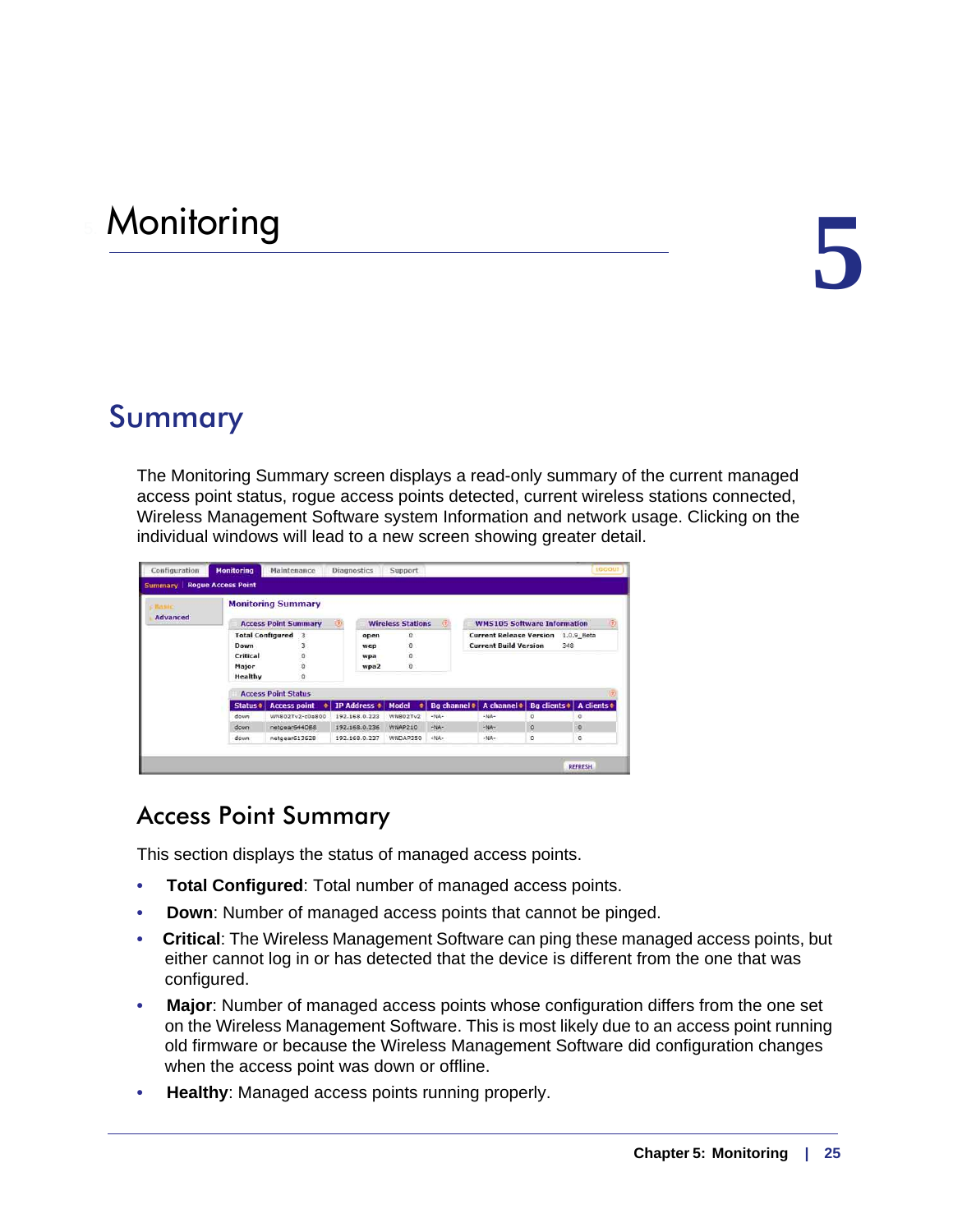// Monitoring

# 5

## Summary

The Monitoring Summary screen displays a read-only summary of the current managed access point status, rogue access points detected, current wireless stations connected, Wireless Management Software system Information and network usage. Clicking on the individual windows will lead to a new screen showing greater detail.

### Access Point Summary

This section displays the status of managed access points.

- **Total Configured**: Total number of managed access points.
- **Down**: Number of managed access points that cannot be pinged.
- **Critical**: The Wireless Management Software can ping these managed access points, but either cannot log in or has detected that the device is different from the one that was configured.
- **Major**: Number of managed access points whose configuration differs from the one set on the Wireless Management Software. This is most likely due to an access point running old firmware or because the Wireless Management Software did configuration changes when the access point was down or offline.
- **Healthy**: Managed access points running properly.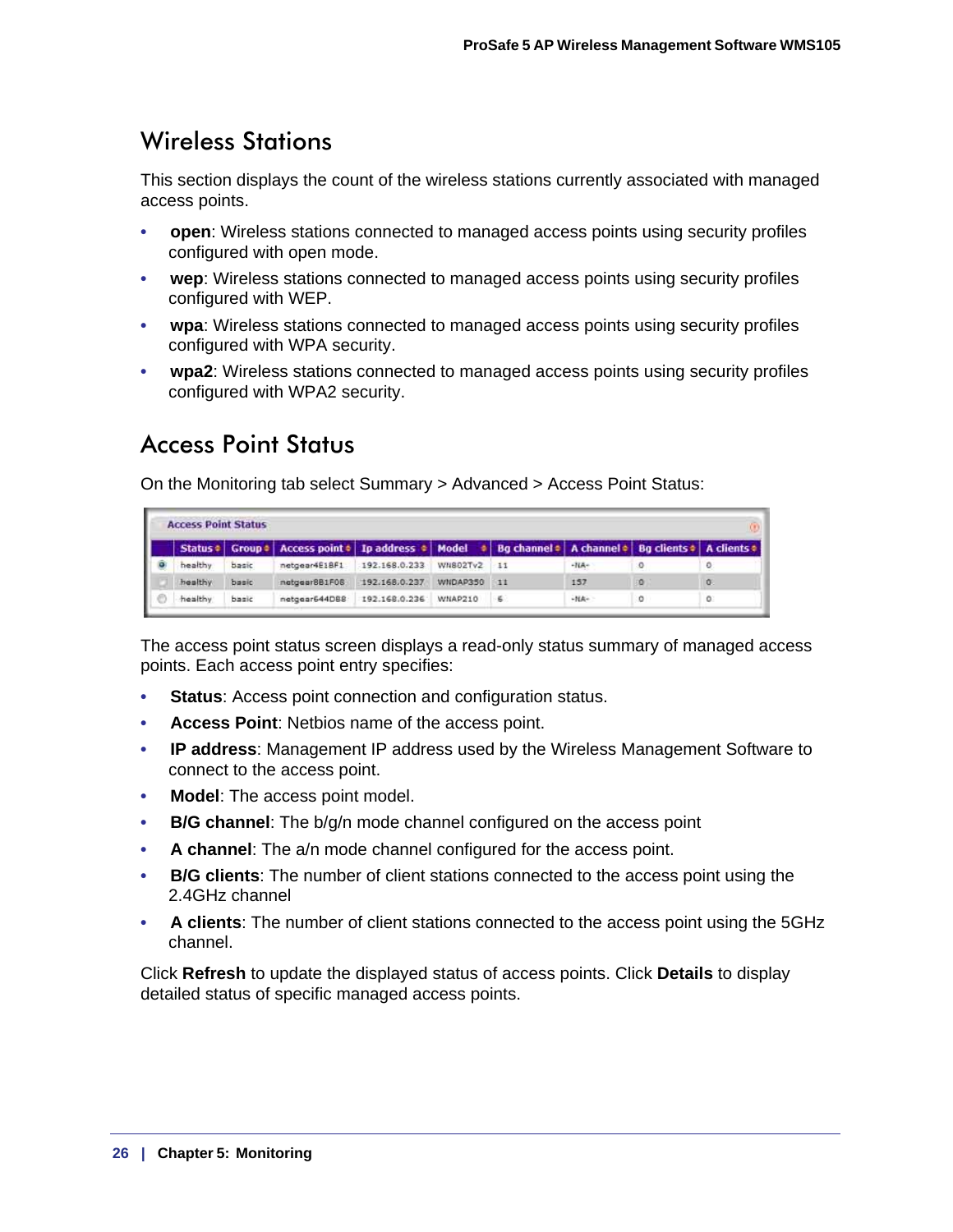## Wireless Stations

This section displays the count of the wireless stations currently associated with managed access points.

- **open**: Wireless stations connected to managed access points using security profiles configured with open mode.
- **wep**: Wireless stations connected to managed access points using security profiles configured with WEP.
- **wpa**: Wireless stations connected to managed access points using security profiles configured with WPA security.
- **wpa2**: Wireless stations connected to managed access points using security profiles configured with WPA2 security.

## Access Point Status

On the Monitoring tab select Summary > Advanced > Access Point Status:

**Access Point Status**

| | Status | Group | Access point | Ip address | Model | Bg channel | A channel | Bg clients | A clients |
|---|---|---|---|---|---|---|---|---|---|
| ◉ | healthy | basic | netgear4E18F1 | 192.168.0.233 | WN802Tv2 | 11 | -NA- | 0 | 0 |
| ○ | healthy | basic | netgear8B1F08 | 192.168.0.237 | WNDAP350 | 11 | 157 | 0 | 0 |
| ○ | healthy | basic | netgear644DB8 | 192.168.0.236 | WNAP210 | 6 | -NA- | 0 | 0 |

The access point status screen displays a read-only status summary of managed access points. Each access point entry specifies:

- **Status**: Access point connection and configuration status.
- **Access Point**: Netbios name of the access point.
- **IP address**: Management IP address used by the Wireless Management Software to connect to the access point.
- **Model**: The access point model.
- **B/G channel**: The b/g/n mode channel configured on the access point
- **A channel**: The a/n mode channel configured for the access point.
- **B/G clients**: The number of client stations connected to the access point using the 2.4GHz channel
- **A clients**: The number of client stations connected to the access point using the 5GHz channel.

Click **Refresh** to update the displayed status of access points. Click **Details** to display detailed status of specific managed access points.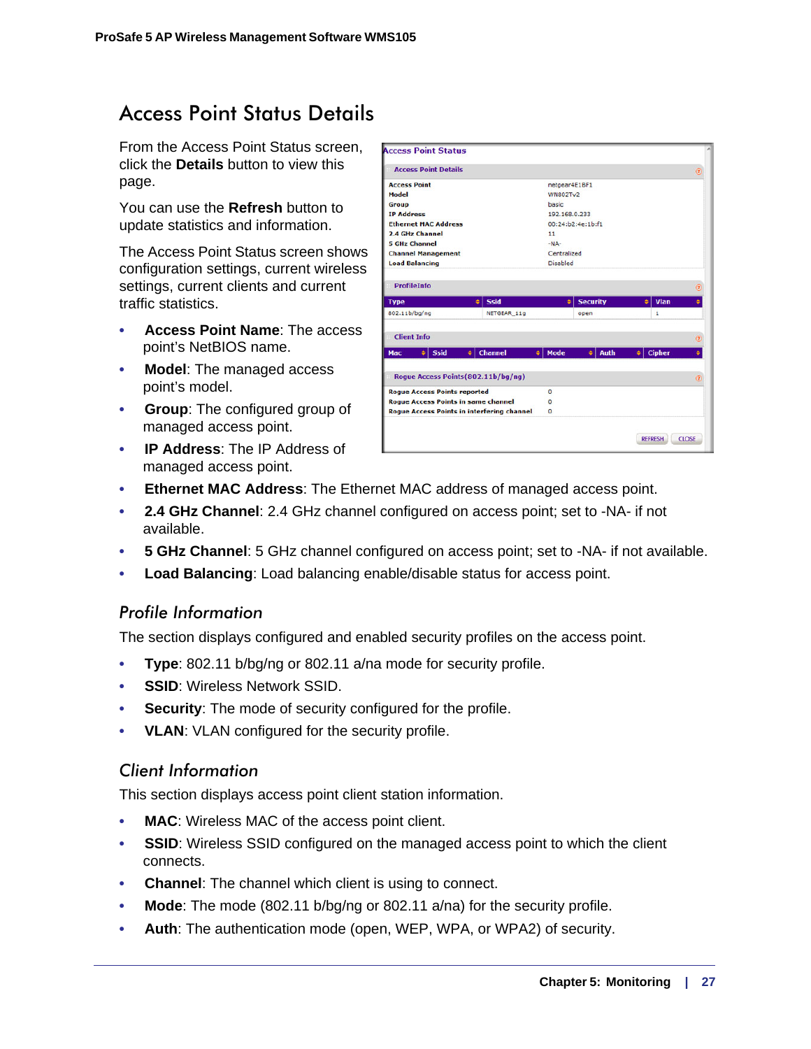# Access Point Status Details

From the Access Point Status screen, click the **Details** button to view this page.

You can use the **Refresh** button to update statistics and information.

The Access Point Status screen shows configuration settings, current wireless settings, current clients and current traffic statistics.

- **Access Point Name**: The access point's NetBIOS name.
- **Model**: The managed access point's model.
- **Group**: The configured group of managed access point.
- **IP Address**: The IP Address of managed access point.
- **Ethernet MAC Address**: The Ethernet MAC address of managed access point.
- **2.4 GHz Channel**: 2.4 GHz channel configured on access point; set to -NA- if not available.
- **5 GHz Channel**: 5 GHz channel configured on access point; set to -NA- if not available.
- **Load Balancing**: Load balancing enable/disable status for access point.

## Profile Information

The section displays configured and enabled security profiles on the access point.

- **Type**: 802.11 b/bg/ng or 802.11 a/na mode for security profile.
- **SSID**: Wireless Network SSID.
- **Security**: The mode of security configured for the profile.
- **VLAN**: VLAN configured for the security profile.

## Client Information

This section displays access point client station information.

- **MAC**: Wireless MAC of the access point client.
- **SSID**: Wireless SSID configured on the managed access point to which the client connects.
- **Channel**: The channel which client is using to connect.
- **Mode**: The mode (802.11 b/bg/ng or 802.11 a/na) for the security profile.
- **Auth**: The authentication mode (open, WEP, WPA, or WPA2) of security.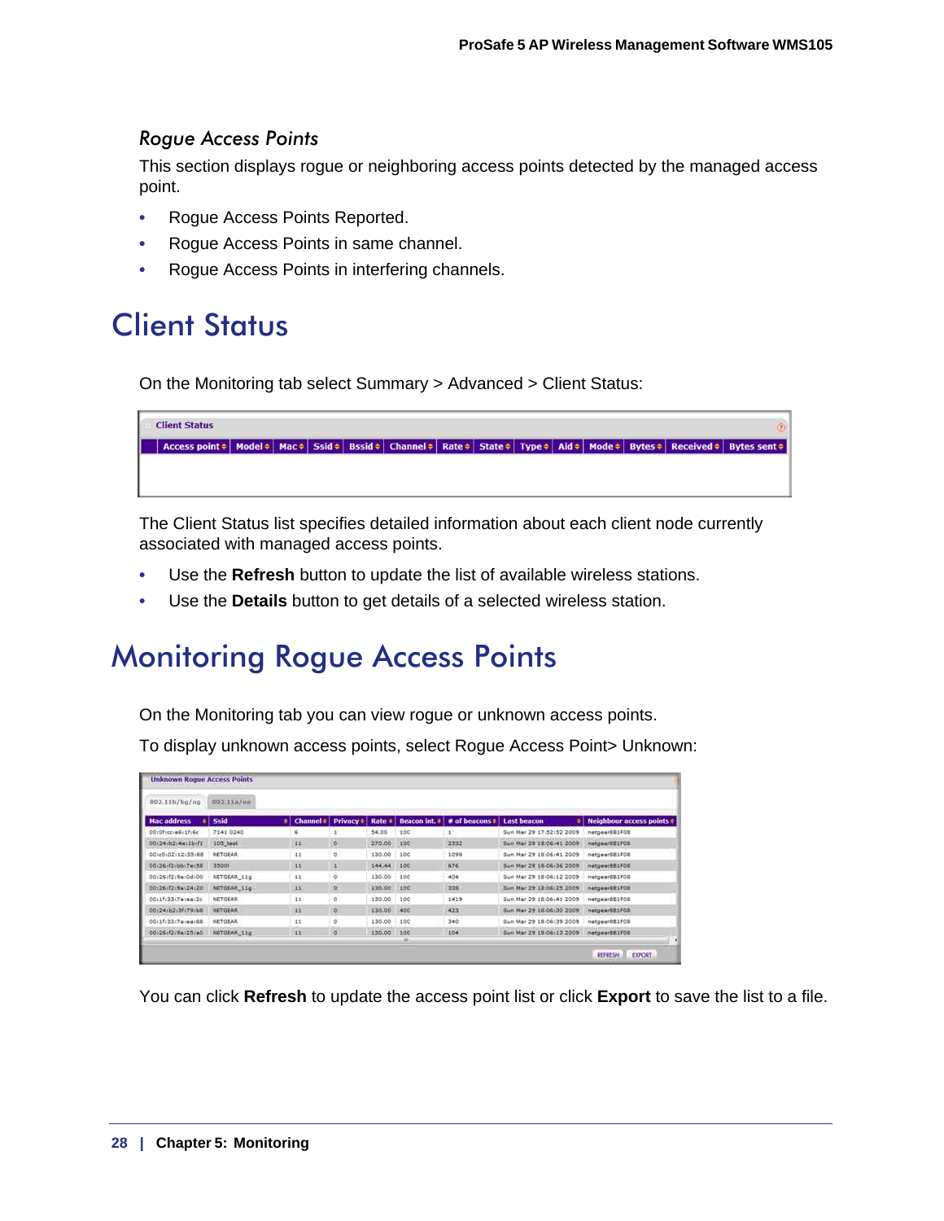### *Rogue Access Points*

This section displays rogue or neighboring access points detected by the managed access point.

- Rogue Access Points Reported.
- Rogue Access Points in same channel.
- Rogue Access Points in interfering channels.

# Client Status

On the Monitoring tab select Summary > Advanced > Client Status:

| Access point | Model | Mac | Ssid | Bssid | Channel | Rate | State | Type | Aid | Mode | Bytes | Received | Bytes sent |
|---|---|---|---|---|---|---|---|---|---|---|---|---|---|

The Client Status list specifies detailed information about each client node currently associated with managed access points.

- Use the **Refresh** button to update the list of available wireless stations.
- Use the **Details** button to get details of a selected wireless station.

# Monitoring Rogue Access Points

On the Monitoring tab you can view rogue or unknown access points.

To display unknown access points, select Rogue Access Point> Unknown:

| Mac address | Ssid | Channel | Privacy | Rate | Beacon int. | # of beacons | Last beacon | Neighbour access points |
|---|---|---|---|---|---|---|---|---|
| 00:0f:cc:e6:1f:6c | 7141 0240 | 6 | 1 | 54.00 | 100 | 1 | Sun Mar 29 17:52:32 2009 | netgear8B1F08 |
| 00:24:b2:4e:1b:f1 | 105_test | 11 | 0 | 270.00 | 100 | 2332 | Sun Mar 29 18:06:41 2009 | netgear8B1F08 |
| 00:c0:02:12:35:68 | NETGEAR | 11 | 0 | 130.00 | 100 | 1099 | Sun Mar 29 18:06:41 2009 | netgear8B1F08 |
| 00:26:f2:bb:7e:58 | 35001 | 11 | 1 | 144.44 | 100 | 676 | Sun Mar 29 18:06:36 2009 | netgear8B1F08 |
| 00:26:f2:9a:0d:00 | NETGEAR_11g | 11 | 0 | 130.00 | 100 | 404 | Sun Mar 29 18:06:12 2009 | netgear8B1F08 |
| 00:26:f2:9a:24:20 | NETGEAR_11g | 11 | 0 | 130.00 | 100 | 328 | Sun Mar 29 18:06:25 2009 | netgear8B1F08 |
| 00:1f:33:7a:ea:2c | NETGEAR | 11 | 0 | 130.00 | 100 | 1419 | Sun Mar 29 18:06:41 2009 | netgear8B1F08 |
| 00:24:b2:3f:79:b8 | NETGEAR | 11 | 0 | 130.00 | 400 | 423 | Sun Mar 29 18:06:30 2009 | netgear8B1F08 |
| 00:1f:33:7a:ea:88 | NETGEAR | 11 | 0 | 130.00 | 100 | 340 | Sun Mar 29 18:06:39 2009 | netgear8B1F08 |
| 00:26:f2:9a:25:a0 | NETGEAR_11g | 11 | 0 | 130.00 | 100 | 104 | Sun Mar 29 18:06:13 2009 | netgear8B1F08 |

You can click **Refresh** to update the access point list or click **Export** to save the list to a file.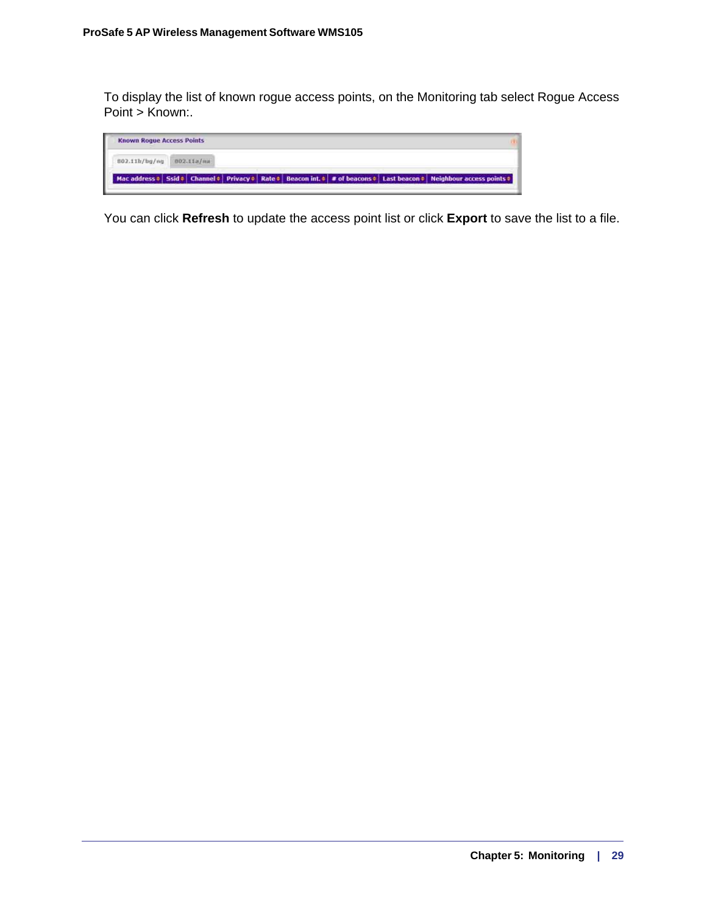To display the list of known rogue access points, on the Monitoring tab select Rogue Access Point > Known:.

**Known Rogue Access Points**

802.11b/bg/ng | 802.11a/na

| Mac address | Ssid | Channel | Privacy | Rate | Beacon int. | # of beacons | Last beacon | Neighbour access points |
|---|---|---|---|---|---|---|---|---|

You can click **Refresh** to update the access point list or click **Export** to save the list to a file.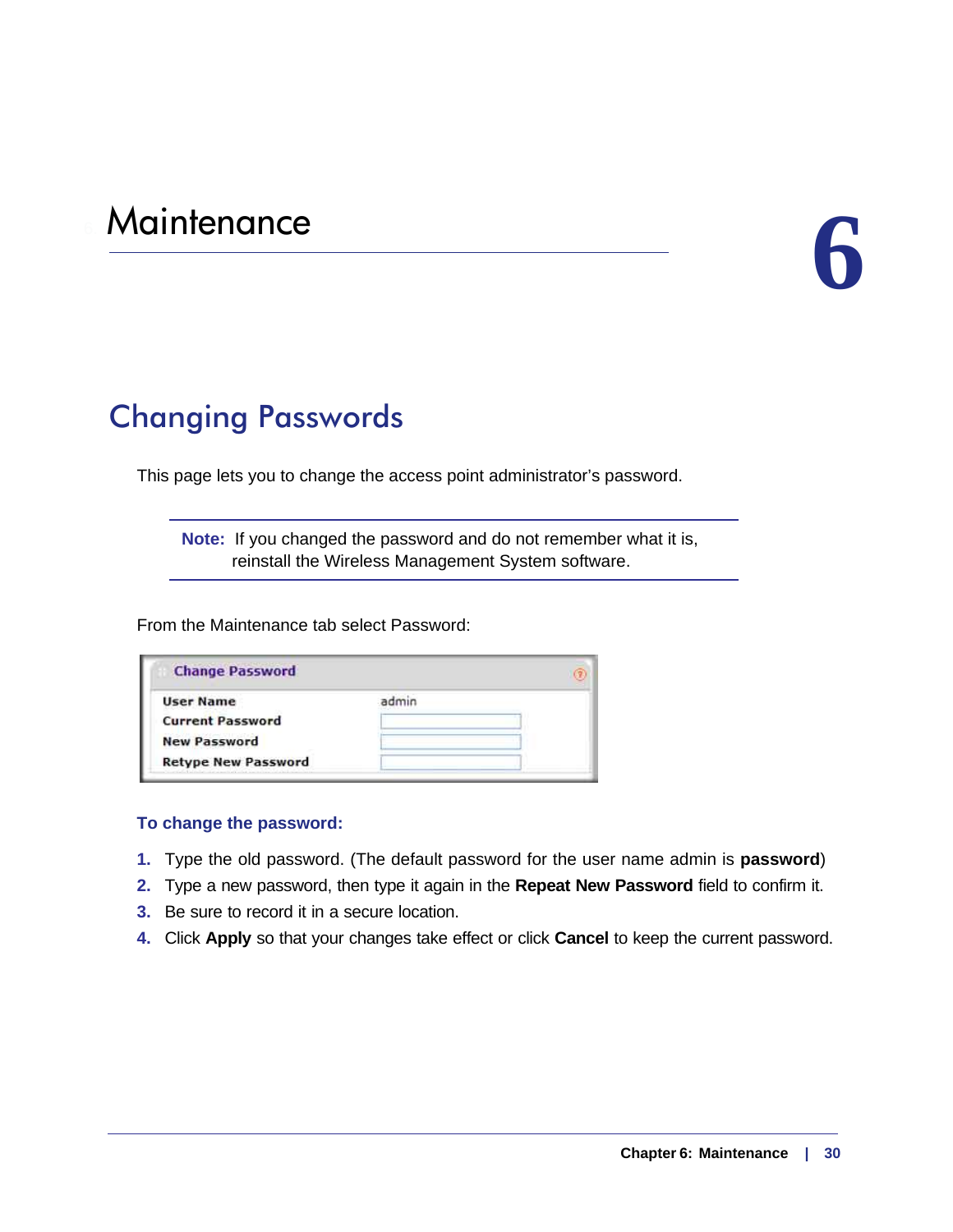# Maintenance

# 6

## Changing Passwords

This page lets you to change the access point administrator's password.

> **Note:** If you changed the password and do not remember what it is, reinstall the Wireless Management System software.

From the Maintenance tab select Password:

| Change Password | |
|---|---|
| User Name | admin |
| Current Password | |
| New Password | |
| Retype New Password | |

**To change the password:**

1. Type the old password. (The default password for the user name admin is **password**)
2. Type a new password, then type it again in the **Repeat New Password** field to confirm it.
3. Be sure to record it in a secure location.
4. Click **Apply** so that your changes take effect or click **Cancel** to keep the current password.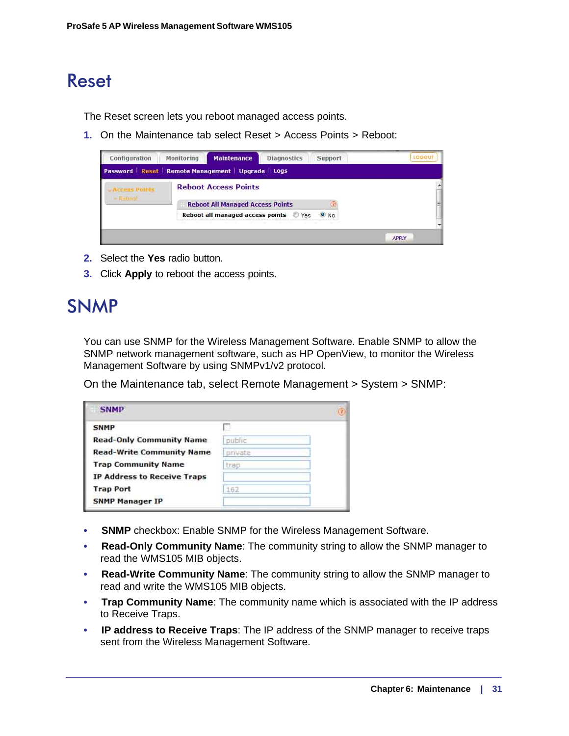# Reset

The Reset screen lets you reboot managed access points.

1. On the Maintenance tab select Reset > Access Points > Reboot:

2. Select the **Yes** radio button.
3. Click **Apply** to reboot the access points.

# SNMP

You can use SNMP for the Wireless Management Software. Enable SNMP to allow the SNMP network management software, such as HP OpenView, to monitor the Wireless Management Software by using SNMPv1/v2 protocol.

On the Maintenance tab, select Remote Management > System > SNMP:

- **SNMP** checkbox: Enable SNMP for the Wireless Management Software.
- **Read-Only Community Name**: The community string to allow the SNMP manager to read the WMS105 MIB objects.
- **Read-Write Community Name**: The community string to allow the SNMP manager to read and write the WMS105 MIB objects.
- **Trap Community Name**: The community name which is associated with the IP address to Receive Traps.
- **IP address to Receive Traps**: The IP address of the SNMP manager to receive traps sent from the Wireless Management Software.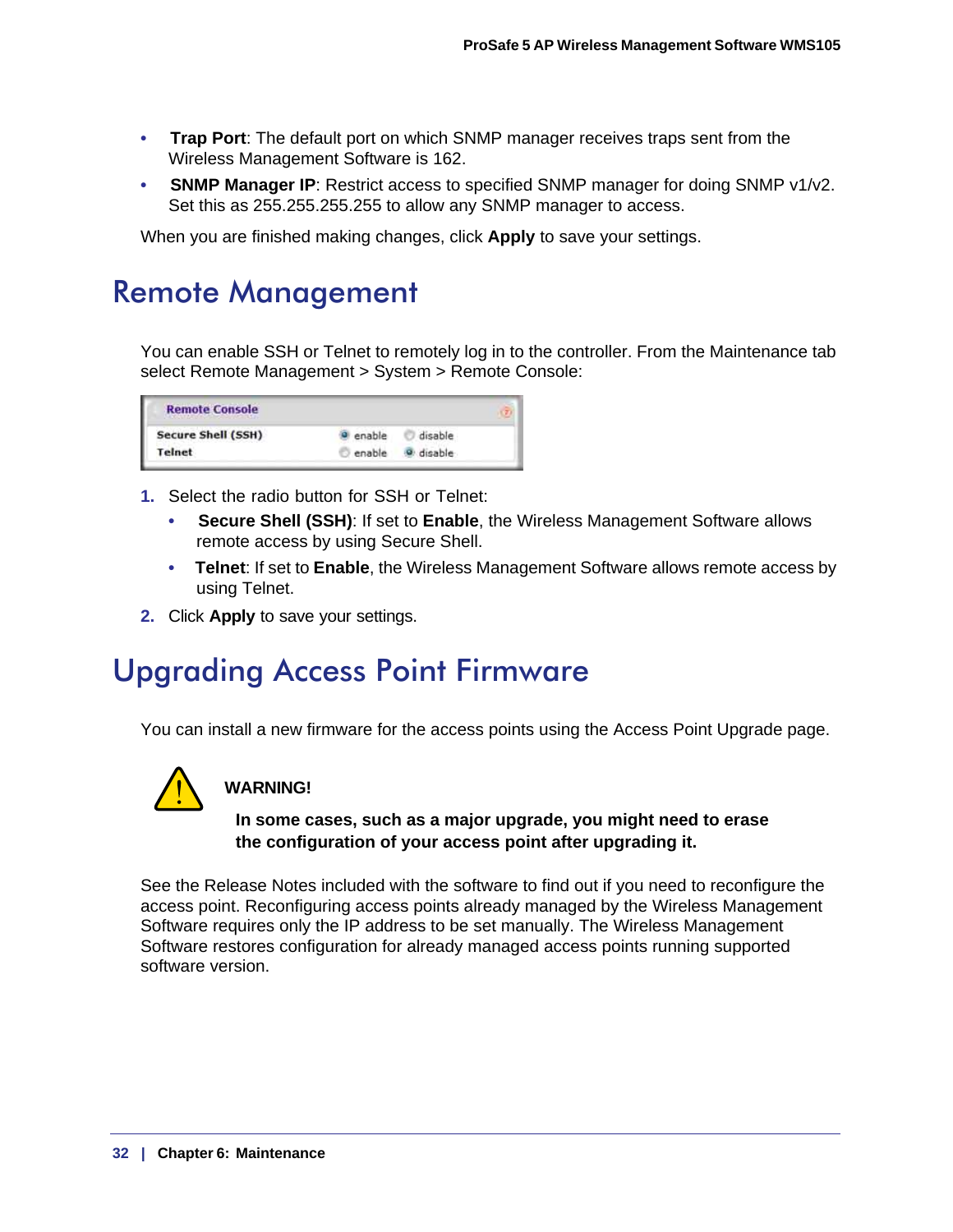- **Trap Port**: The default port on which SNMP manager receives traps sent from the Wireless Management Software is 162.
- **SNMP Manager IP**: Restrict access to specified SNMP manager for doing SNMP v1/v2. Set this as 255.255.255.255 to allow any SNMP manager to access.

When you are finished making changes, click **Apply** to save your settings.

# Remote Management

You can enable SSH or Telnet to remotely log in to the controller. From the Maintenance tab select Remote Management > System > Remote Console:

| Remote Console | | |
|---|---|---|
| Secure Shell (SSH) | ◉ enable | ○ disable |
| Telnet | ○ enable | ◉ disable |

1. Select the radio button for SSH or Telnet:
   - **Secure Shell (SSH)**: If set to **Enable**, the Wireless Management Software allows remote access by using Secure Shell.
   - **Telnet**: If set to **Enable**, the Wireless Management Software allows remote access by using Telnet.
2. Click **Apply** to save your settings.

# Upgrading Access Point Firmware

You can install a new firmware for the access points using the Access Point Upgrade page.

**WARNING!**

**In some cases, such as a major upgrade, you might need to erase the configuration of your access point after upgrading it.**

See the Release Notes included with the software to find out if you need to reconfigure the access point. Reconfiguring access points already managed by the Wireless Management Software requires only the IP address to be set manually. The Wireless Management Software restores configuration for already managed access points running supported software version.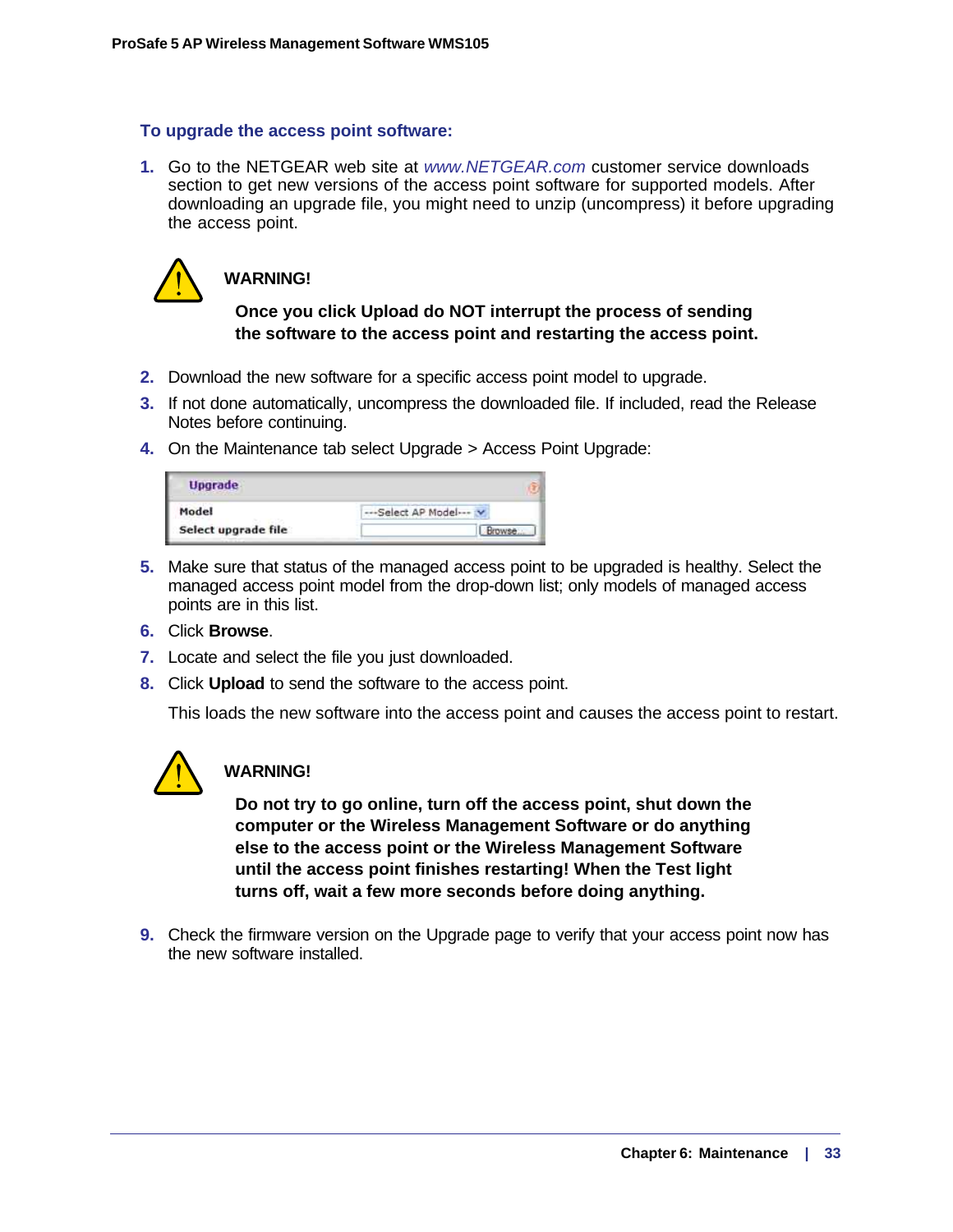### To upgrade the access point software:

1. Go to the NETGEAR web site at *www.NETGEAR.com* customer service downloads section to get new versions of the access point software for supported models. After downloading an upgrade file, you might need to unzip (uncompress) it before upgrading the access point.

> **WARNING!**
>
> **Once you click Upload do NOT interrupt the process of sending the software to the access point and restarting the access point.**

2. Download the new software for a specific access point model to upgrade.
3. If not done automatically, uncompress the downloaded file. If included, read the Release Notes before continuing.
4. On the Maintenance tab select Upgrade > Access Point Upgrade:

| Upgrade | |
|---|---|
| Model | ---Select AP Model--- |
| Select upgrade file | Browse... |

5. Make sure that status of the managed access point to be upgraded is healthy. Select the managed access point model from the drop-down list; only models of managed access points are in this list.
6. Click **Browse**.
7. Locate and select the file you just downloaded.
8. Click **Upload** to send the software to the access point.

   This loads the new software into the access point and causes the access point to restart.

> **WARNING!**
>
> **Do not try to go online, turn off the access point, shut down the computer or the Wireless Management Software or do anything else to the access point or the Wireless Management Software until the access point finishes restarting! When the Test light turns off, wait a few more seconds before doing anything.**

9. Check the firmware version on the Upgrade page to verify that your access point now has the new software installed.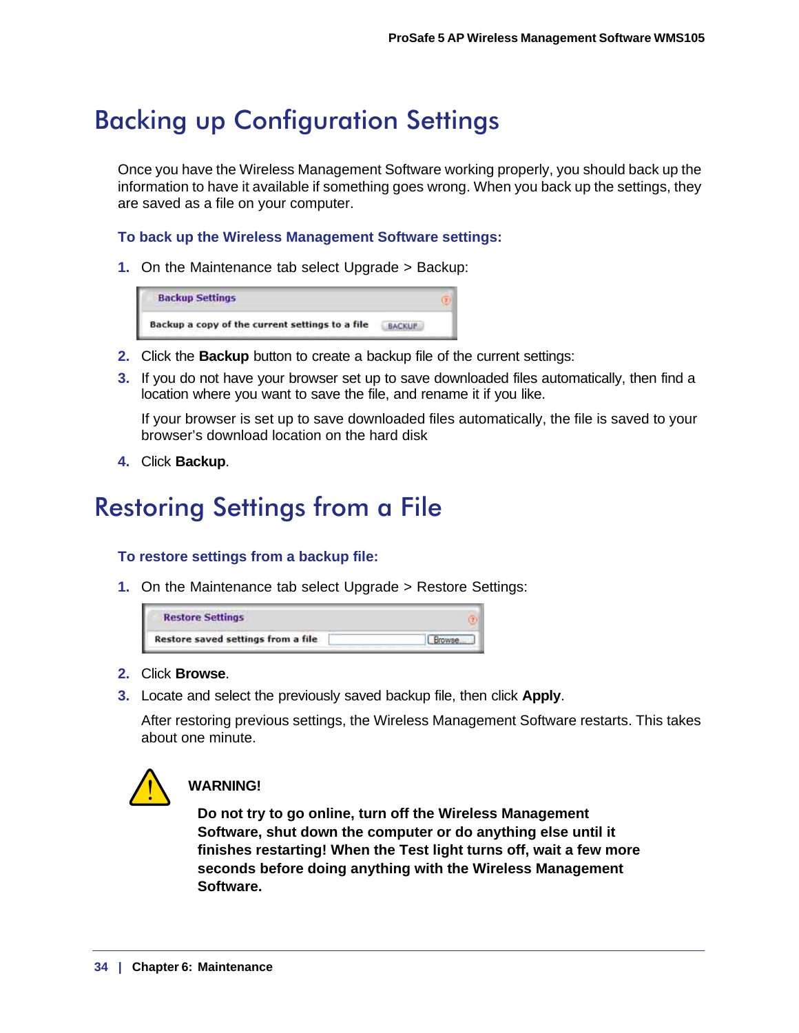# Backing up Configuration Settings

Once you have the Wireless Management Software working properly, you should back up the information to have it available if something goes wrong. When you back up the settings, they are saved as a file on your computer.

### To back up the Wireless Management Software settings:

1. On the Maintenance tab select Upgrade > Backup:

| Backup Settings | |
|---|---|
| Backup a copy of the current settings to a file | BACKUP |

2. Click the **Backup** button to create a backup file of the current settings:
3. If you do not have your browser set up to save downloaded files automatically, then find a location where you want to save the file, and rename it if you like.

   If your browser is set up to save downloaded files automatically, the file is saved to your browser's download location on the hard disk
4. Click **Backup**.

# Restoring Settings from a File

### To restore settings from a backup file:

1. On the Maintenance tab select Upgrade > Restore Settings:

| Restore Settings | | |
|---|---|---|
| Restore saved settings from a file | | Browse... |

2. Click **Browse**.
3. Locate and select the previously saved backup file, then click **Apply**.

   After restoring previous settings, the Wireless Management Software restarts. This takes about one minute.

**WARNING!**

**Do not try to go online, turn off the Wireless Management Software, shut down the computer or do anything else until it finishes restarting! When the Test light turns off, wait a few more seconds before doing anything with the Wireless Management Software.**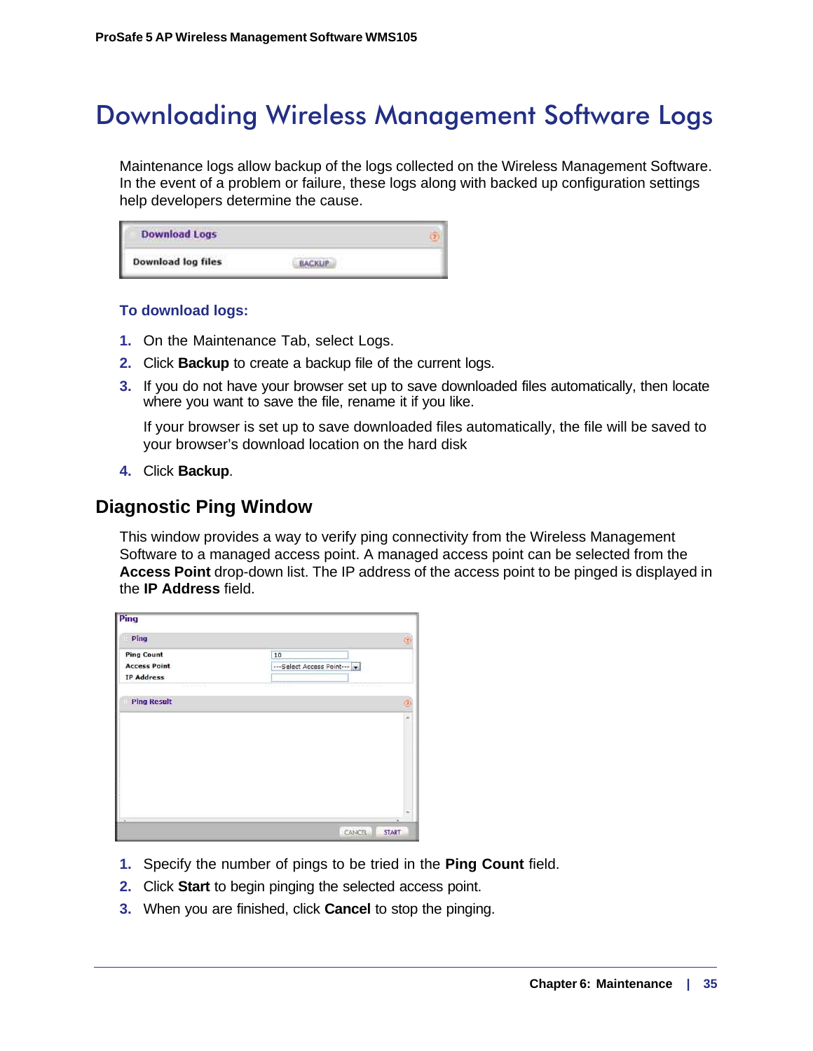# Downloading Wireless Management Software Logs

Maintenance logs allow backup of the logs collected on the Wireless Management Software. In the event of a problem or failure, these logs along with backed up configuration settings help developers determine the cause.

### To download logs:

1. On the Maintenance Tab, select Logs.
2. Click **Backup** to create a backup file of the current logs.
3. If you do not have your browser set up to save downloaded files automatically, then locate where you want to save the file, rename it if you like.

   If your browser is set up to save downloaded files automatically, the file will be saved to your browser's download location on the hard disk
4. Click **Backup**.

## Diagnostic Ping Window

This window provides a way to verify ping connectivity from the Wireless Management Software to a managed access point. A managed access point can be selected from the **Access Point** drop-down list. The IP address of the access point to be pinged is displayed in the **IP Address** field.

1. Specify the number of pings to be tried in the **Ping Count** field.
2. Click **Start** to begin pinging the selected access point.
3. When you are finished, click **Cancel** to stop the pinging.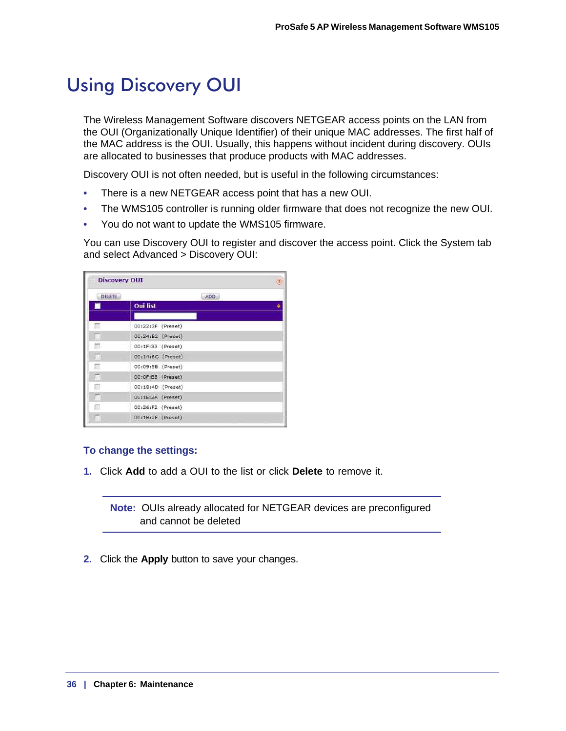# Using Discovery OUI

The Wireless Management Software discovers NETGEAR access points on the LAN from the OUI (Organizationally Unique Identifier) of their unique MAC addresses. The first half of the MAC address is the OUI. Usually, this happens without incident during discovery. OUIs are allocated to businesses that produce products with MAC addresses.

Discovery OUI is not often needed, but is useful in the following circumstances:

- There is a new NETGEAR access point that has a new OUI.
- The WMS105 controller is running older firmware that does not recognize the new OUI.
- You do not want to update the WMS105 firmware.

You can use Discovery OUI to register and discover the access point. Click the System tab and select Advanced > Discovery OUI:

**Discovery OUI**

DELETE | ADD

| | Oui list |
|---|---|
| | |
| ☐ | 00:22:3F (Preset) |
| ☐ | 00:24:B2 (Preset) |
| ☐ | 00:1F:33 (Preset) |
| ☐ | 00:14:6C (Preset) |
| ☐ | 00:09:5B (Preset) |
| ☐ | 00:0F:B5 (Preset) |
| ☐ | 00:18:4D (Preset) |
| ☐ | 00:1E:2A (Preset) |
| ☐ | 00:26:F2 (Preset) |
| ☐ | 00:1B:2F (Preset) |

**To change the settings:**

1. Click **Add** to add a OUI to the list or click **Delete** to remove it.

   **Note:** OUIs already allocated for NETGEAR devices are preconfigured and cannot be deleted

2. Click the **Apply** button to save your changes.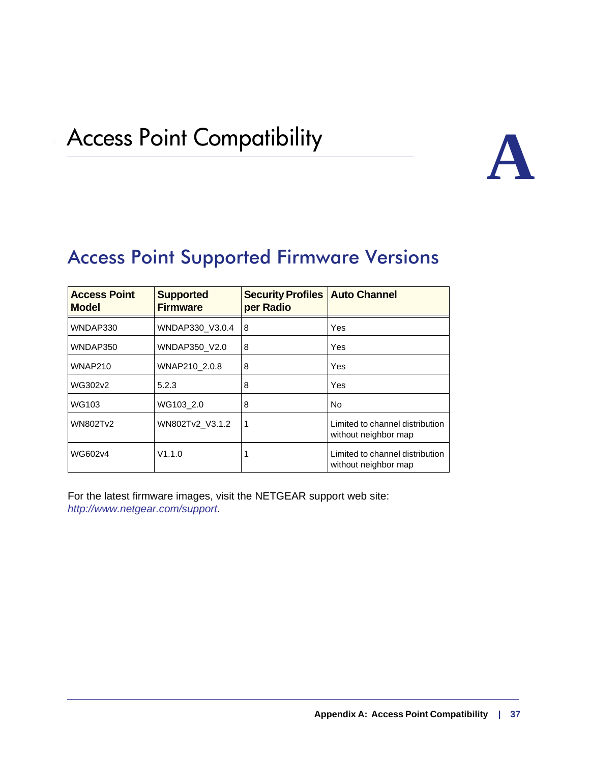# Access Point Compatibility

## Access Point Supported Firmware Versions

| Access Point Model | Supported Firmware | Security Profiles per Radio | Auto Channel |
|---|---|---|---|
| WNDAP330 | WNDAP330_V3.0.4 | 8 | Yes |
| WNDAP350 | WNDAP350_V2.0 | 8 | Yes |
| WNAP210 | WNAP210_2.0.8 | 8 | Yes |
| WG302v2 | 5.2.3 | 8 | Yes |
| WG103 | WG103_2.0 | 8 | No |
| WN802Tv2 | WN802Tv2_V3.1.2 | 1 | Limited to channel distribution without neighbor map |
| WG602v4 | V1.1.0 | 1 | Limited to channel distribution without neighbor map |

For the latest firmware images, visit the NETGEAR support web site: *http://www.netgear.com/support*.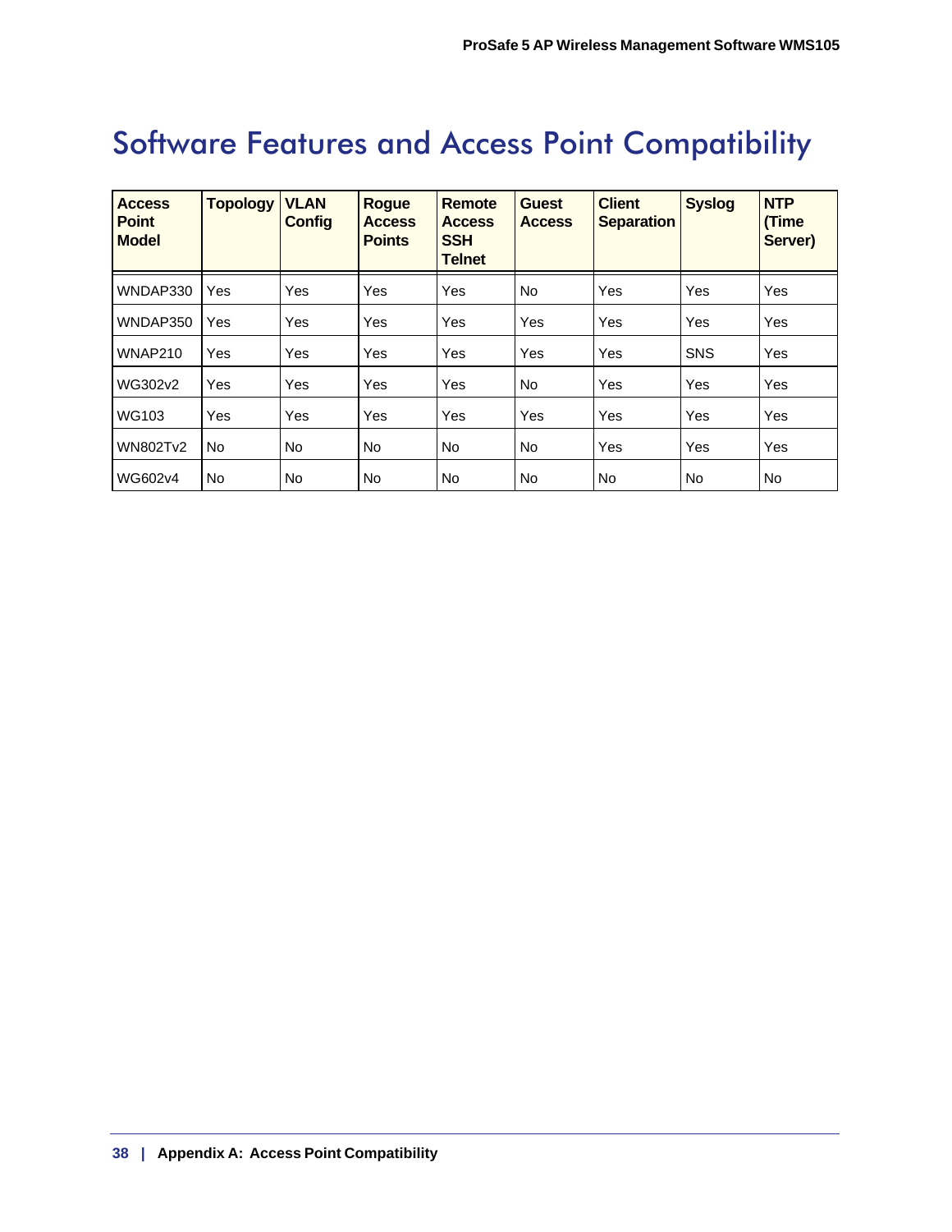# Software Features and Access Point Compatibility

| Access Point Model | Topology | VLAN Config | Rogue Access Points | Remote Access SSH Telnet | Guest Access | Client Separation | Syslog | NTP (Time Server) |
|---|---|---|---|---|---|---|---|---|
| WNDAP330 | Yes | Yes | Yes | Yes | No | Yes | Yes | Yes |
| WNDAP350 | Yes | Yes | Yes | Yes | Yes | Yes | Yes | Yes |
| WNAP210 | Yes | Yes | Yes | Yes | Yes | Yes | SNS | Yes |
| WG302v2 | Yes | Yes | Yes | Yes | No | Yes | Yes | Yes |
| WG103 | Yes | Yes | Yes | Yes | Yes | Yes | Yes | Yes |
| WN802Tv2 | No | No | No | No | No | Yes | Yes | Yes |
| WG602v4 | No | No | No | No | No | No | No | No |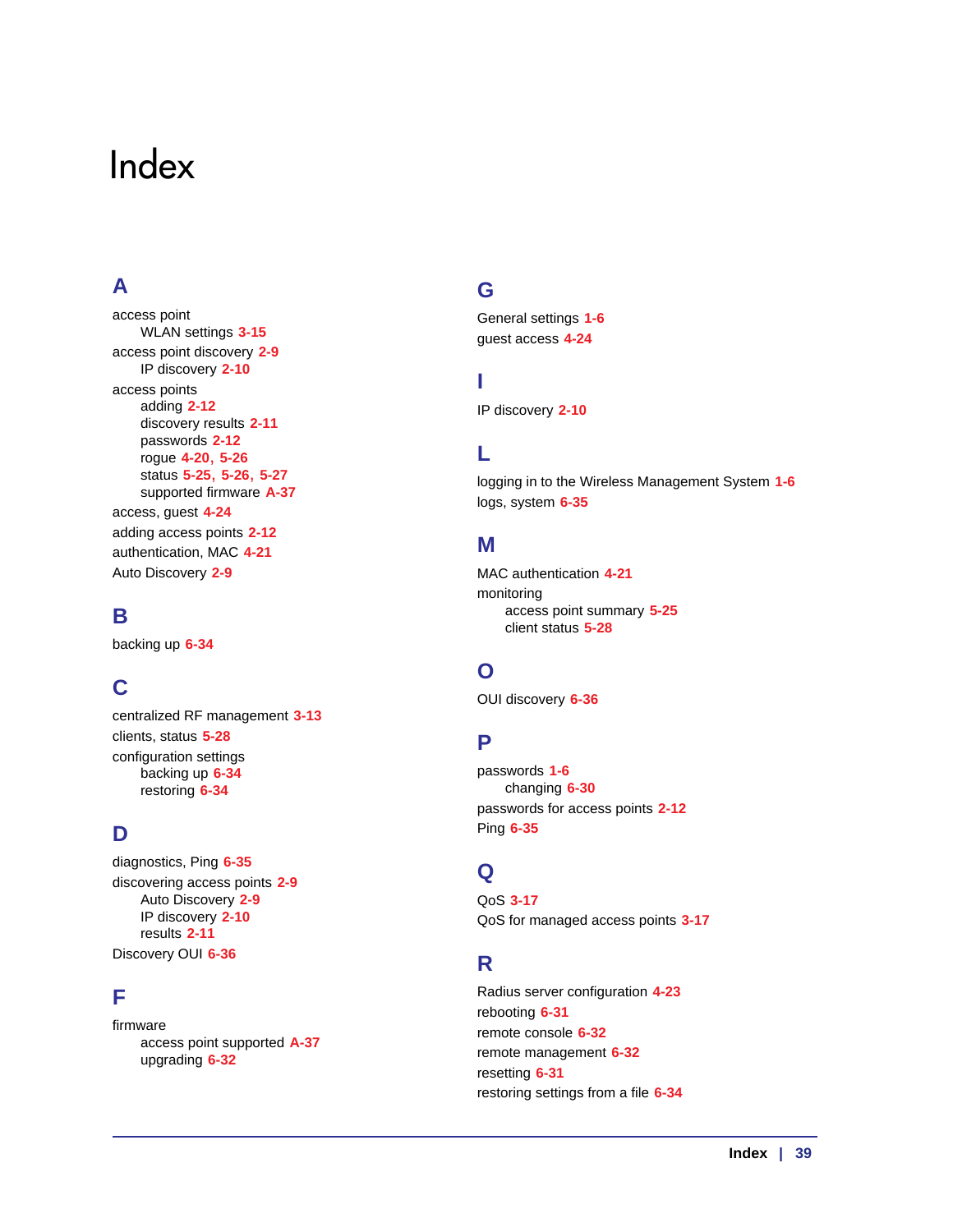# Index

## A

access point
- WLAN settings 3-15

access point discovery 2-9
- IP discovery 2-10

access points
- adding 2-12
- discovery results 2-11
- passwords 2-12
- rogue 4-20, 5-26
- status 5-25, 5-26, 5-27
- supported firmware A-37

access, guest 4-24

adding access points 2-12

authentication, MAC 4-21

Auto Discovery 2-9

## B

backing up 6-34

## C

centralized RF management 3-13

clients, status 5-28

configuration settings
- backing up 6-34
- restoring 6-34

## D

diagnostics, Ping 6-35

discovering access points 2-9
- Auto Discovery 2-9
- IP discovery 2-10
- results 2-11

Discovery OUI 6-36

## F

firmware
- access point supported A-37
- upgrading 6-32

## G

General settings 1-6

guest access 4-24

## I

IP discovery 2-10

## L

logging in to the Wireless Management System 1-6

logs, system 6-35

## M

MAC authentication 4-21

monitoring
- access point summary 5-25
- client status 5-28

## O

OUI discovery 6-36

## P

passwords 1-6
- changing 6-30

passwords for access points 2-12

Ping 6-35

## Q

QoS 3-17

QoS for managed access points 3-17

## R

Radius server configuration 4-23

rebooting 6-31

remote console 6-32

remote management 6-32

resetting 6-31

restoring settings from a file 6-34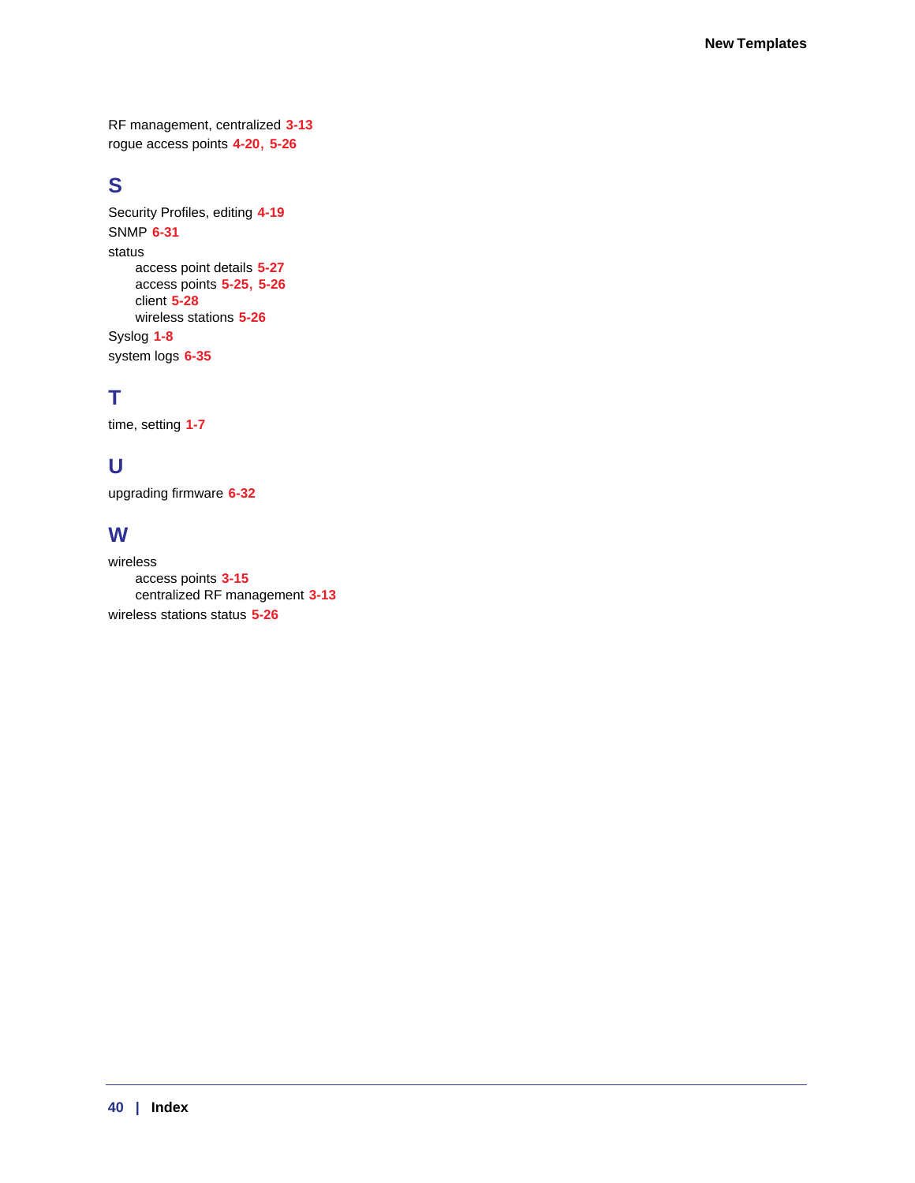RF management, centralized 3-13
rogue access points 4-20, 5-26

## S

Security Profiles, editing 4-19
SNMP 6-31
status
- access point details 5-27
- access points 5-25, 5-26
- client 5-28
- wireless stations 5-26

Syslog 1-8
system logs 6-35

## T

time, setting 1-7

## U

upgrading firmware 6-32

## W

wireless
- access points 3-15
- centralized RF management 3-13

wireless stations status 5-26